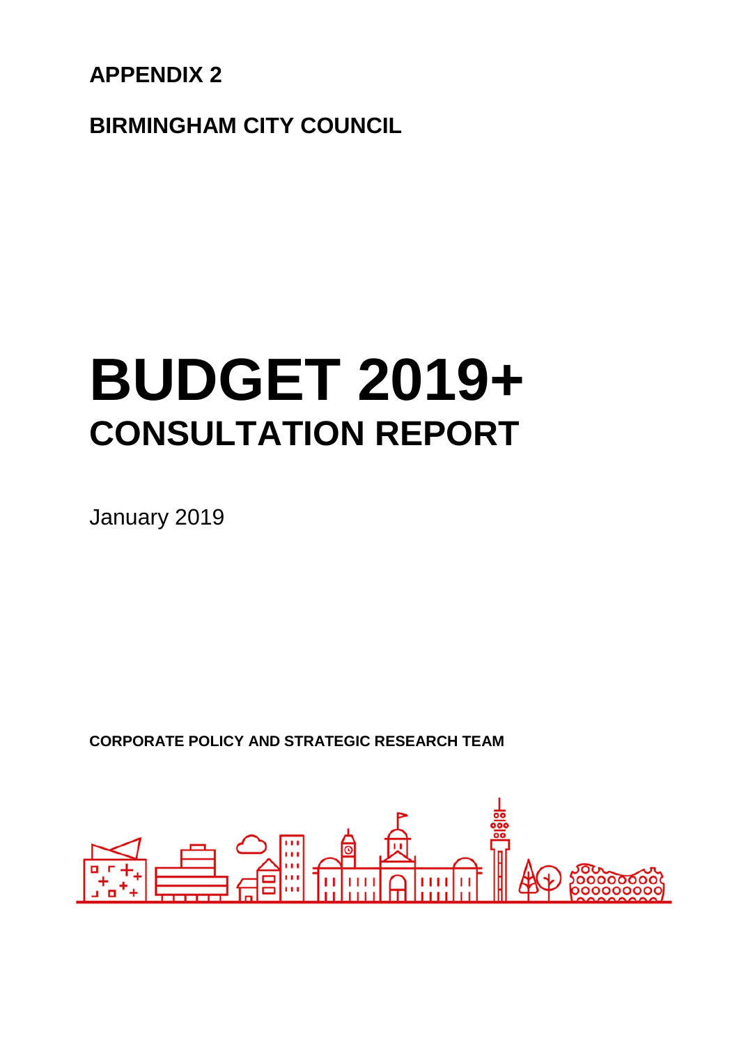**APPENDIX 2**

**BIRMINGHAM CITY COUNCIL**

# BUDGET 2019+

## CONSULTATION REPORT

January 2019

**CORPORATE POLICY AND STRATEGIC RESEARCH TEAM**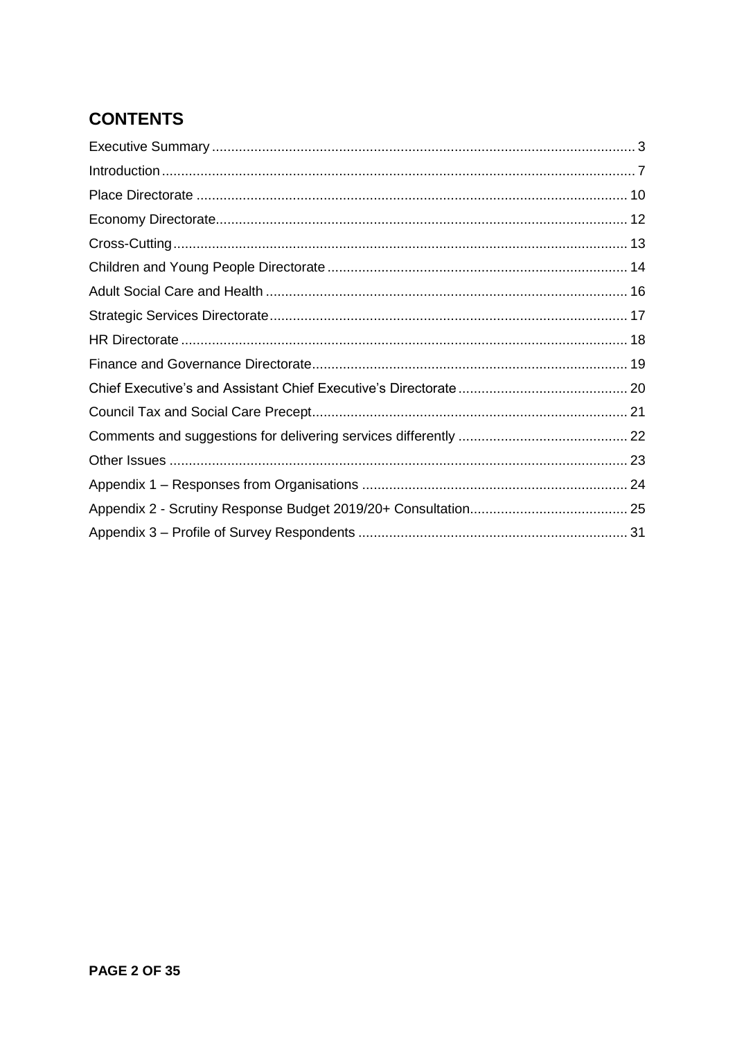## CONTENTS

Executive Summary ... 3
Introduction ... 7
Place Directorate ... 10
Economy Directorate ... 12
Cross-Cutting ... 13
Children and Young People Directorate ... 14
Adult Social Care and Health ... 16
Strategic Services Directorate ... 17
HR Directorate ... 18
Finance and Governance Directorate ... 19
Chief Executive's and Assistant Chief Executive's Directorate ... 20
Council Tax and Social Care Precept ... 21
Comments and suggestions for delivering services differently ... 22
Other Issues ... 23
Appendix 1 – Responses from Organisations ... 24
Appendix 2 - Scrutiny Response Budget 2019/20+ Consultation ... 25
Appendix 3 – Profile of Survey Respondents ... 31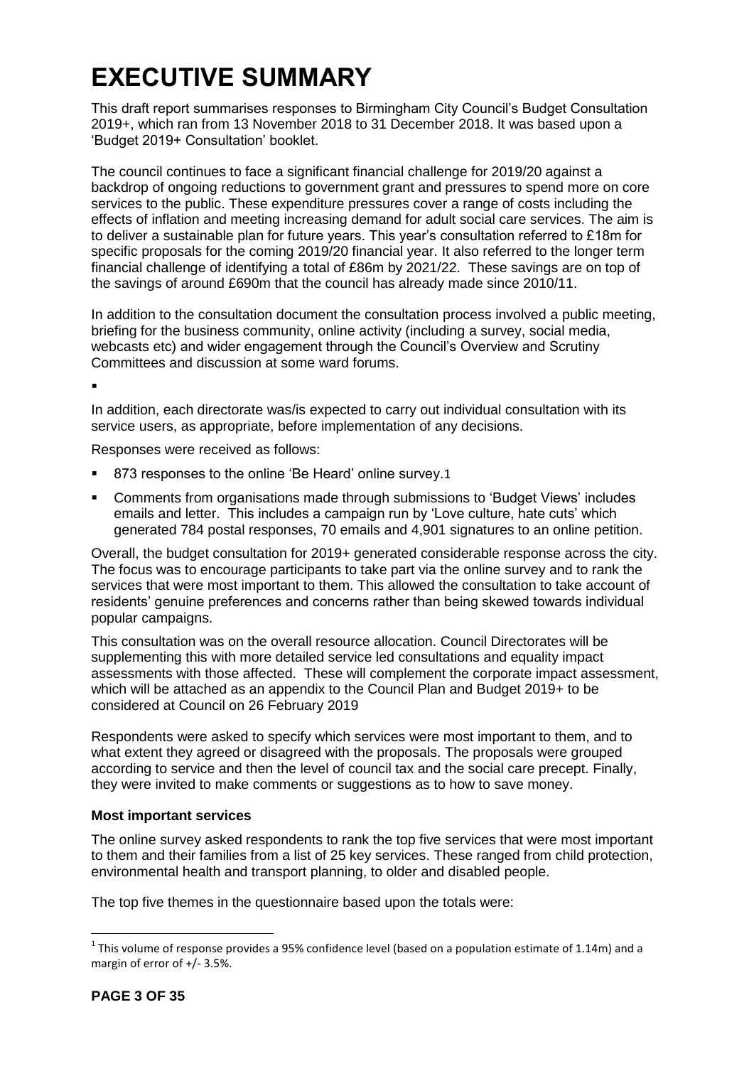# EXECUTIVE SUMMARY

This draft report summarises responses to Birmingham City Council's Budget Consultation 2019+, which ran from 13 November 2018 to 31 December 2018. It was based upon a 'Budget 2019+ Consultation' booklet.

The council continues to face a significant financial challenge for 2019/20 against a backdrop of ongoing reductions to government grant and pressures to spend more on core services to the public. These expenditure pressures cover a range of costs including the effects of inflation and meeting increasing demand for adult social care services. The aim is to deliver a sustainable plan for future years. This year's consultation referred to £18m for specific proposals for the coming 2019/20 financial year. It also referred to the longer term financial challenge of identifying a total of £86m by 2021/22. These savings are on top of the savings of around £690m that the council has already made since 2010/11.

In addition to the consultation document the consultation process involved a public meeting, briefing for the business community, online activity (including a survey, social media, webcasts etc) and wider engagement through the Council's Overview and Scrutiny Committees and discussion at some ward forums.

In addition, each directorate was/is expected to carry out individual consultation with its service users, as appropriate, before implementation of any decisions.

Responses were received as follows:

- 873 responses to the online 'Be Heard' online survey.[1]
- Comments from organisations made through submissions to 'Budget Views' includes emails and letter. This includes a campaign run by 'Love culture, hate cuts' which generated 784 postal responses, 70 emails and 4,901 signatures to an online petition.

Overall, the budget consultation for 2019+ generated considerable response across the city. The focus was to encourage participants to take part via the online survey and to rank the services that were most important to them. This allowed the consultation to take account of residents' genuine preferences and concerns rather than being skewed towards individual popular campaigns.

This consultation was on the overall resource allocation. Council Directorates will be supplementing this with more detailed service led consultations and equality impact assessments with those affected. These will complement the corporate impact assessment, which will be attached as an appendix to the Council Plan and Budget 2019+ to be considered at Council on 26 February 2019

Respondents were asked to specify which services were most important to them, and to what extent they agreed or disagreed with the proposals. The proposals were grouped according to service and then the level of council tax and the social care precept. Finally, they were invited to make comments or suggestions as to how to save money.

**Most important services**

The online survey asked respondents to rank the top five services that were most important to them and their families from a list of 25 key services. These ranged from child protection, environmental health and transport planning, to older and disabled people.

The top five themes in the questionnaire based upon the totals were:

[1] This volume of response provides a 95% confidence level (based on a population estimate of 1.14m) and a margin of error of +/- 3.5%.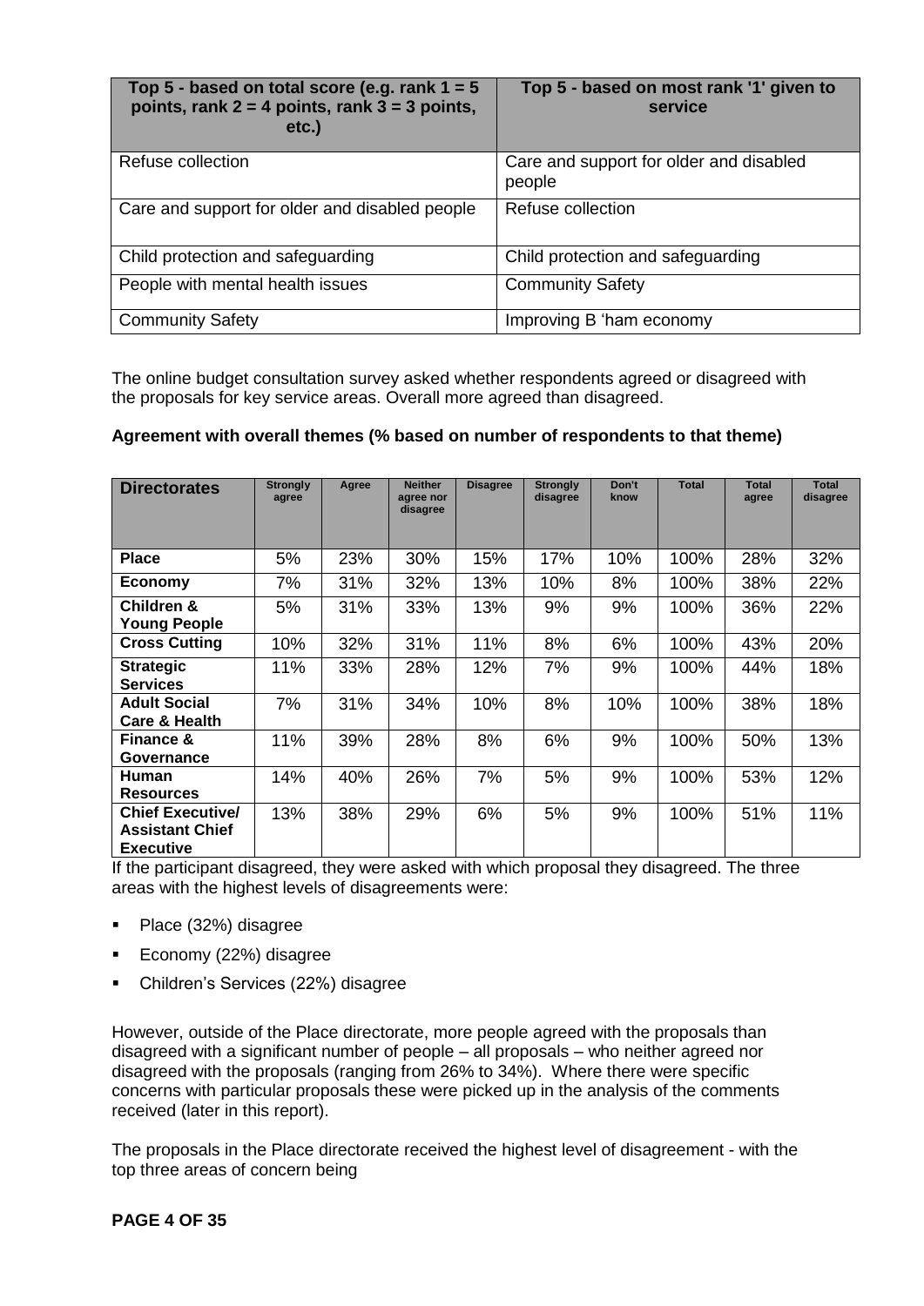| Top 5 - based on total score (e.g. rank 1 = 5 points, rank 2 = 4 points, rank 3 = 3 points, etc.) | Top 5 - based on most rank '1' given to service |
|---|---|
| Refuse collection | Care and support for older and disabled people |
| Care and support for older and disabled people | Refuse collection |
| Child protection and safeguarding | Child protection and safeguarding |
| People with mental health issues | Community Safety |
| Community Safety | Improving B 'ham economy |

The online budget consultation survey asked whether respondents agreed or disagreed with the proposals for key service areas. Overall more agreed than disagreed.

**Agreement with overall themes (% based on number of respondents to that theme)**

| Directorates | Strongly agree | Agree | Neither agree nor disagree | Disagree | Strongly disagree | Don't know | Total | Total agree | Total disagree |
|---|---|---|---|---|---|---|---|---|---|
| **Place** | 5% | 23% | 30% | 15% | 17% | 10% | 100% | 28% | 32% |
| **Economy** | 7% | 31% | 32% | 13% | 10% | 8% | 100% | 38% | 22% |
| **Children & Young People** | 5% | 31% | 33% | 13% | 9% | 9% | 100% | 36% | 22% |
| **Cross Cutting** | 10% | 32% | 31% | 11% | 8% | 6% | 100% | 43% | 20% |
| **Strategic Services** | 11% | 33% | 28% | 12% | 7% | 9% | 100% | 44% | 18% |
| **Adult Social Care & Health** | 7% | 31% | 34% | 10% | 8% | 10% | 100% | 38% | 18% |
| **Finance & Governance** | 11% | 39% | 28% | 8% | 6% | 9% | 100% | 50% | 13% |
| **Human Resources** | 14% | 40% | 26% | 7% | 5% | 9% | 100% | 53% | 12% |
| **Chief Executive/ Assistant Chief Executive** | 13% | 38% | 29% | 6% | 5% | 9% | 100% | 51% | 11% |

If the participant disagreed, they were asked with which proposal they disagreed. The three areas with the highest levels of disagreements were:

- Place (32%) disagree
- Economy (22%) disagree
- Children's Services (22%) disagree

However, outside of the Place directorate, more people agreed with the proposals than disagreed with a significant number of people – all proposals – who neither agreed nor disagreed with the proposals (ranging from 26% to 34%). Where there were specific concerns with particular proposals these were picked up in the analysis of the comments received (later in this report).

The proposals in the Place directorate received the highest level of disagreement - with the top three areas of concern being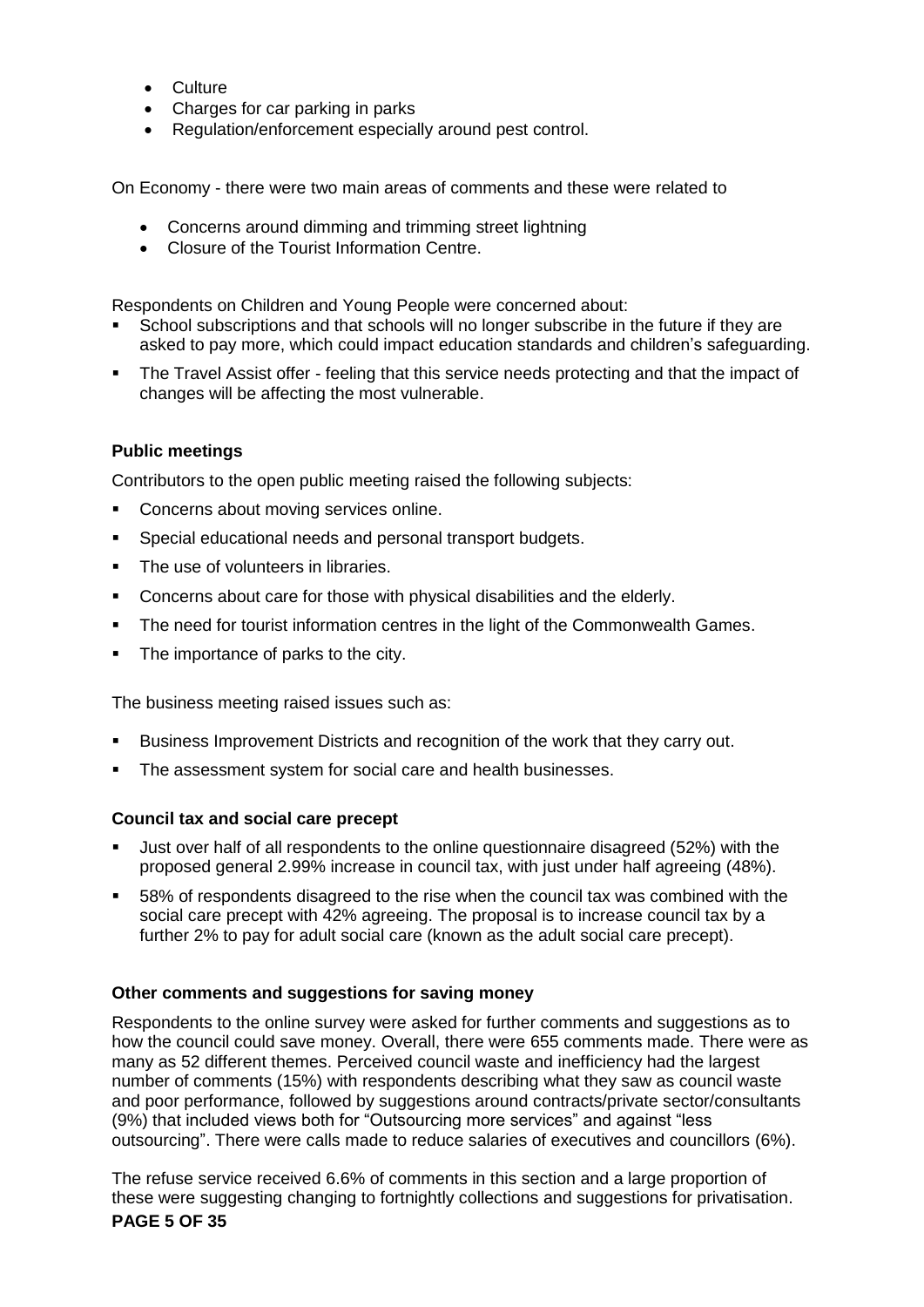- Culture
- Charges for car parking in parks
- Regulation/enforcement especially around pest control.

On Economy - there were two main areas of comments and these were related to

- Concerns around dimming and trimming street lightning
- Closure of the Tourist Information Centre.

Respondents on Children and Young People were concerned about:

- School subscriptions and that schools will no longer subscribe in the future if they are asked to pay more, which could impact education standards and children's safeguarding.
- The Travel Assist offer - feeling that this service needs protecting and that the impact of changes will be affecting the most vulnerable.

**Public meetings**

Contributors to the open public meeting raised the following subjects:

- Concerns about moving services online.
- Special educational needs and personal transport budgets.
- The use of volunteers in libraries.
- Concerns about care for those with physical disabilities and the elderly.
- The need for tourist information centres in the light of the Commonwealth Games.
- The importance of parks to the city.

The business meeting raised issues such as:

- Business Improvement Districts and recognition of the work that they carry out.
- The assessment system for social care and health businesses.

**Council tax and social care precept**

- Just over half of all respondents to the online questionnaire disagreed (52%) with the proposed general 2.99% increase in council tax, with just under half agreeing (48%).
- 58% of respondents disagreed to the rise when the council tax was combined with the social care precept with 42% agreeing. The proposal is to increase council tax by a further 2% to pay for adult social care (known as the adult social care precept).

**Other comments and suggestions for saving money**

Respondents to the online survey were asked for further comments and suggestions as to how the council could save money. Overall, there were 655 comments made. There were as many as 52 different themes. Perceived council waste and inefficiency had the largest number of comments (15%) with respondents describing what they saw as council waste and poor performance, followed by suggestions around contracts/private sector/consultants (9%) that included views both for "Outsourcing more services" and against "less outsourcing". There were calls made to reduce salaries of executives and councillors (6%).

The refuse service received 6.6% of comments in this section and a large proportion of these were suggesting changing to fortnightly collections and suggestions for privatisation.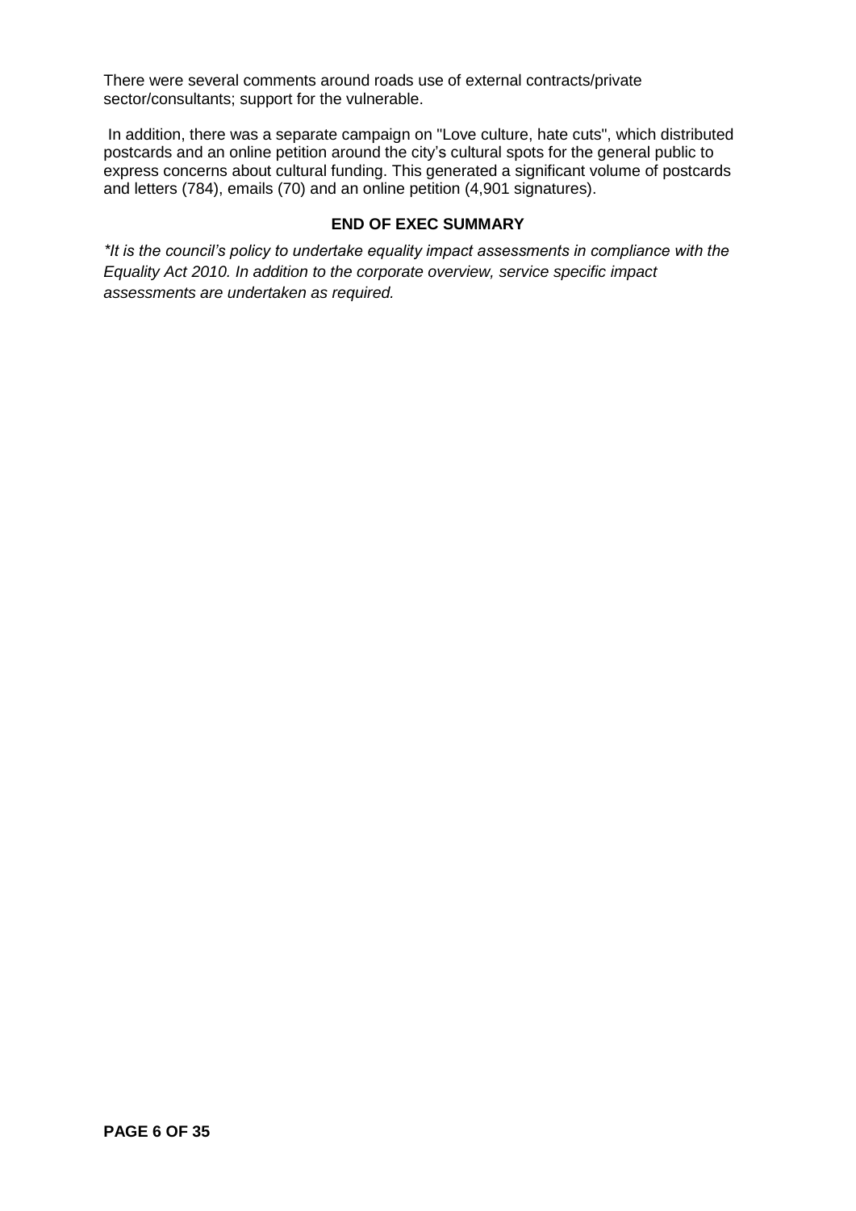There were several comments around roads use of external contracts/private sector/consultants; support for the vulnerable.

In addition, there was a separate campaign on "Love culture, hate cuts", which distributed postcards and an online petition around the city's cultural spots for the general public to express concerns about cultural funding. This generated a significant volume of postcards and letters (784), emails (70) and an online petition (4,901 signatures).

**END OF EXEC SUMMARY**

*\*It is the council's policy to undertake equality impact assessments in compliance with the Equality Act 2010. In addition to the corporate overview, service specific impact assessments are undertaken as required.*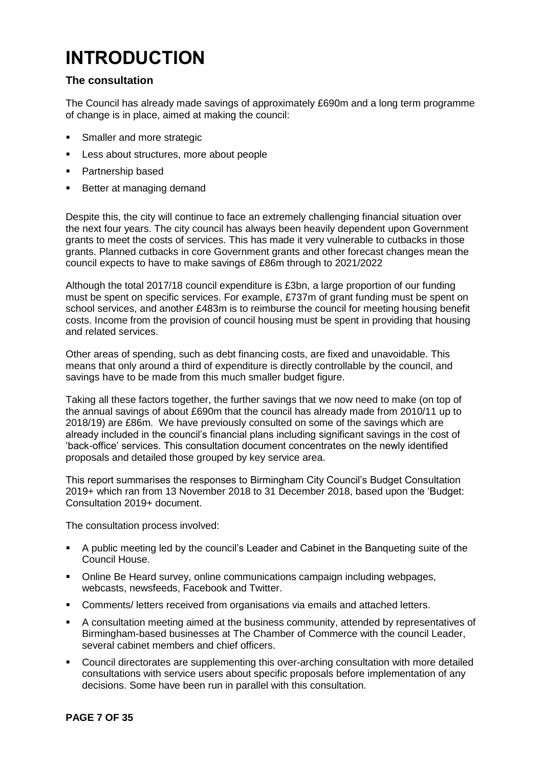# INTRODUCTION

### The consultation

The Council has already made savings of approximately £690m and a long term programme of change is in place, aimed at making the council:

- Smaller and more strategic
- Less about structures, more about people
- Partnership based
- Better at managing demand

Despite this, the city will continue to face an extremely challenging financial situation over the next four years. The city council has always been heavily dependent upon Government grants to meet the costs of services. This has made it very vulnerable to cutbacks in those grants. Planned cutbacks in core Government grants and other forecast changes mean the council expects to have to make savings of £86m through to 2021/2022

Although the total 2017/18 council expenditure is £3bn, a large proportion of our funding must be spent on specific services. For example, £737m of grant funding must be spent on school services, and another £483m is to reimburse the council for meeting housing benefit costs. Income from the provision of council housing must be spent in providing that housing and related services.

Other areas of spending, such as debt financing costs, are fixed and unavoidable. This means that only around a third of expenditure is directly controllable by the council, and savings have to be made from this much smaller budget figure.

Taking all these factors together, the further savings that we now need to make (on top of the annual savings of about £690m that the council has already made from 2010/11 up to 2018/19) are £86m. We have previously consulted on some of the savings which are already included in the council's financial plans including significant savings in the cost of 'back-office' services. This consultation document concentrates on the newly identified proposals and detailed those grouped by key service area.

This report summarises the responses to Birmingham City Council's Budget Consultation 2019+ which ran from 13 November 2018 to 31 December 2018, based upon the 'Budget: Consultation 2019+ document.

The consultation process involved:

- A public meeting led by the council's Leader and Cabinet in the Banqueting suite of the Council House.
- Online Be Heard survey, online communications campaign including webpages, webcasts, newsfeeds, Facebook and Twitter.
- Comments/ letters received from organisations via emails and attached letters.
- A consultation meeting aimed at the business community, attended by representatives of Birmingham-based businesses at The Chamber of Commerce with the council Leader, several cabinet members and chief officers.
- Council directorates are supplementing this over-arching consultation with more detailed consultations with service users about specific proposals before implementation of any decisions. Some have been run in parallel with this consultation.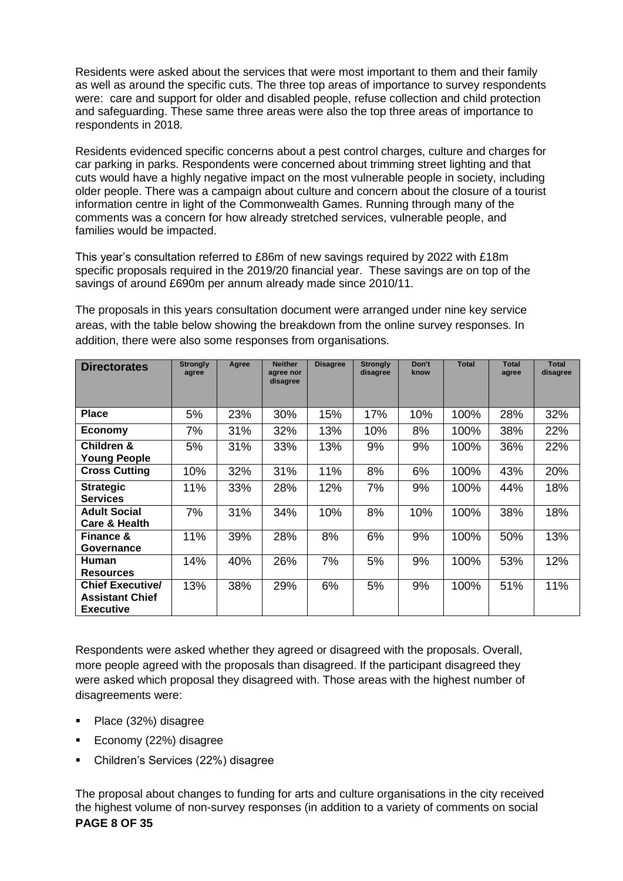Residents were asked about the services that were most important to them and their family as well as around the specific cuts. The three top areas of importance to survey respondents were: care and support for older and disabled people, refuse collection and child protection and safeguarding. These same three areas were also the top three areas of importance to respondents in 2018.

Residents evidenced specific concerns about a pest control charges, culture and charges for car parking in parks. Respondents were concerned about trimming street lighting and that cuts would have a highly negative impact on the most vulnerable people in society, including older people. There was a campaign about culture and concern about the closure of a tourist information centre in light of the Commonwealth Games. Running through many of the comments was a concern for how already stretched services, vulnerable people, and families would be impacted.

This year's consultation referred to £86m of new savings required by 2022 with £18m specific proposals required in the 2019/20 financial year. These savings are on top of the savings of around £690m per annum already made since 2010/11.

The proposals in this years consultation document were arranged under nine key service areas, with the table below showing the breakdown from the online survey responses. In addition, there were also some responses from organisations.

| Directorates | Strongly agree | Agree | Neither agree nor disagree | Disagree | Strongly disagree | Don't know | Total | Total agree | Total disagree |
|---|---|---|---|---|---|---|---|---|---|
| **Place** | 5% | 23% | 30% | 15% | 17% | 10% | 100% | 28% | 32% |
| **Economy** | 7% | 31% | 32% | 13% | 10% | 8% | 100% | 38% | 22% |
| **Children & Young People** | 5% | 31% | 33% | 13% | 9% | 9% | 100% | 36% | 22% |
| **Cross Cutting** | 10% | 32% | 31% | 11% | 8% | 6% | 100% | 43% | 20% |
| **Strategic Services** | 11% | 33% | 28% | 12% | 7% | 9% | 100% | 44% | 18% |
| **Adult Social Care & Health** | 7% | 31% | 34% | 10% | 8% | 10% | 100% | 38% | 18% |
| **Finance & Governance** | 11% | 39% | 28% | 8% | 6% | 9% | 100% | 50% | 13% |
| **Human Resources** | 14% | 40% | 26% | 7% | 5% | 9% | 100% | 53% | 12% |
| **Chief Executive/ Assistant Chief Executive** | 13% | 38% | 29% | 6% | 5% | 9% | 100% | 51% | 11% |

Respondents were asked whether they agreed or disagreed with the proposals. Overall, more people agreed with the proposals than disagreed. If the participant disagreed they were asked which proposal they disagreed with. Those areas with the highest number of disagreements were:

- Place (32%) disagree
- Economy (22%) disagree
- Children's Services (22%) disagree

The proposal about changes to funding for arts and culture organisations in the city received the highest volume of non-survey responses (in addition to a variety of comments on social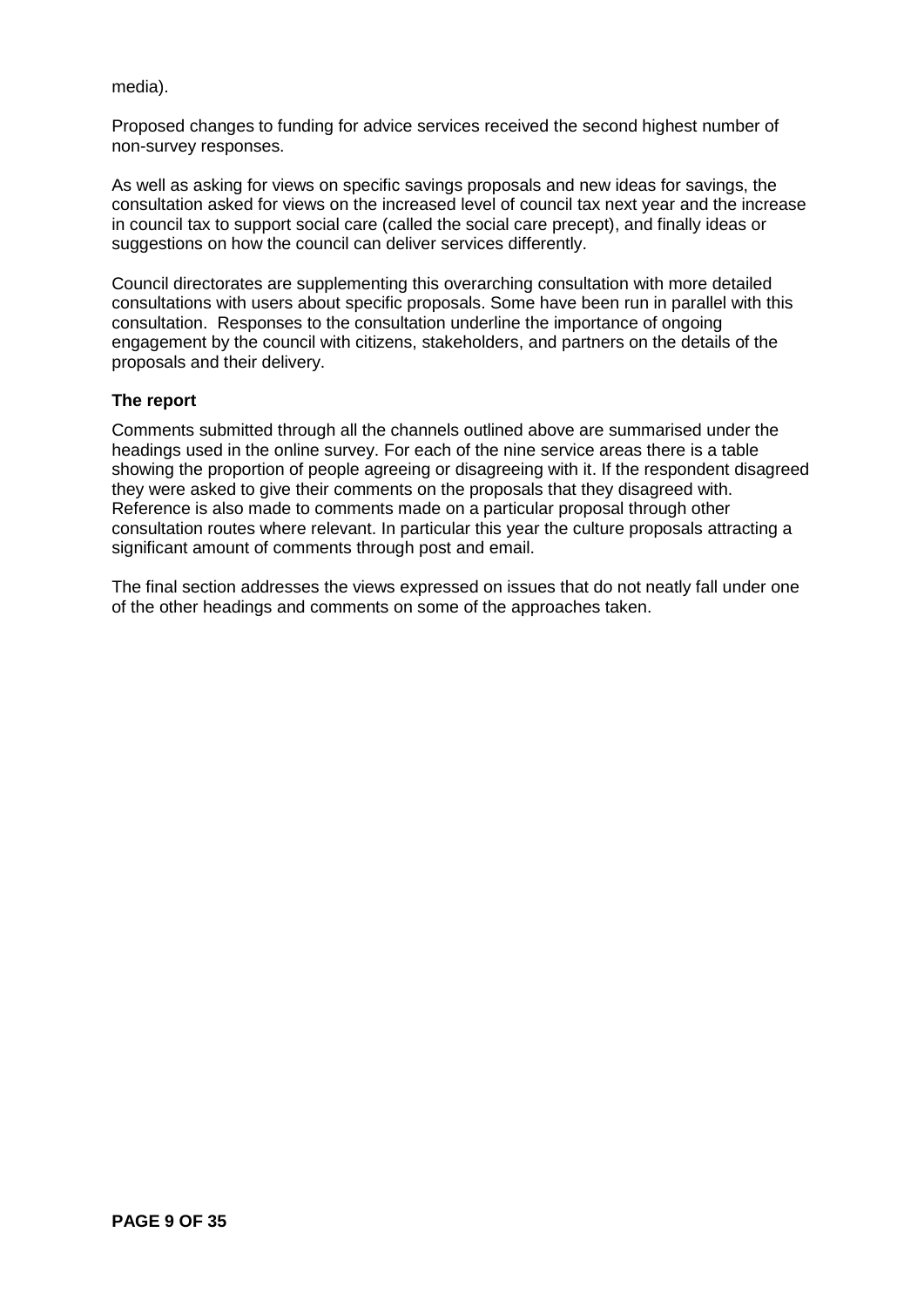media).

Proposed changes to funding for advice services received the second highest number of non-survey responses.

As well as asking for views on specific savings proposals and new ideas for savings, the consultation asked for views on the increased level of council tax next year and the increase in council tax to support social care (called the social care precept), and finally ideas or suggestions on how the council can deliver services differently.

Council directorates are supplementing this overarching consultation with more detailed consultations with users about specific proposals. Some have been run in parallel with this consultation. Responses to the consultation underline the importance of ongoing engagement by the council with citizens, stakeholders, and partners on the details of the proposals and their delivery.

**The report**

Comments submitted through all the channels outlined above are summarised under the headings used in the online survey. For each of the nine service areas there is a table showing the proportion of people agreeing or disagreeing with it. If the respondent disagreed they were asked to give their comments on the proposals that they disagreed with. Reference is also made to comments made on a particular proposal through other consultation routes where relevant. In particular this year the culture proposals attracting a significant amount of comments through post and email.

The final section addresses the views expressed on issues that do not neatly fall under one of the other headings and comments on some of the approaches taken.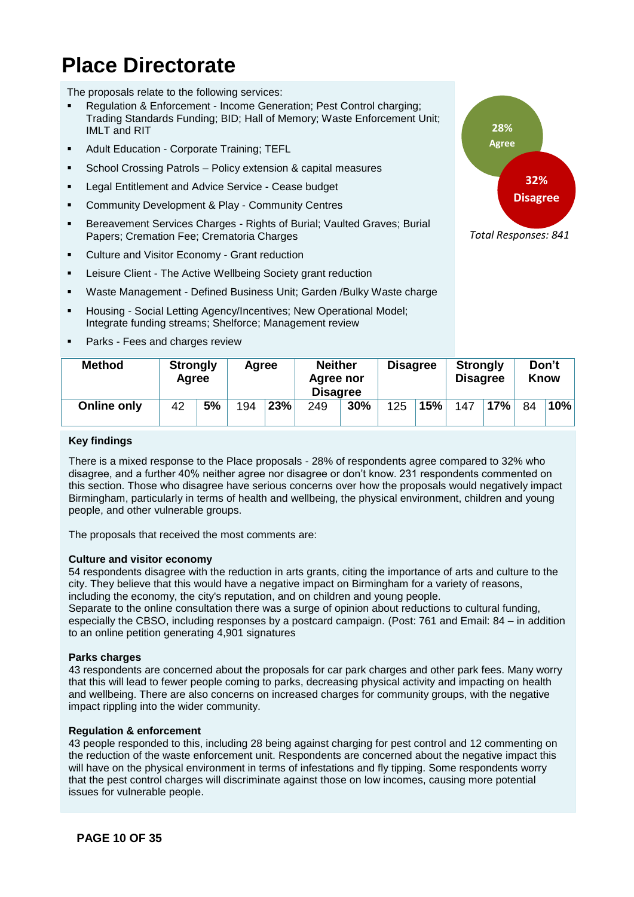# Place Directorate

The proposals relate to the following services:

- Regulation & Enforcement - Income Generation; Pest Control charging; Trading Standards Funding; BID; Hall of Memory; Waste Enforcement Unit; IMLT and RIT
- Adult Education - Corporate Training; TEFL
- School Crossing Patrols – Policy extension & capital measures
- Legal Entitlement and Advice Service - Cease budget
- Community Development & Play - Community Centres
- Bereavement Services Charges - Rights of Burial; Vaulted Graves; Burial Papers; Cremation Fee; Crematoria Charges
- Culture and Visitor Economy - Grant reduction
- Leisure Client - The Active Wellbeing Society grant reduction
- Waste Management - Defined Business Unit; Garden /Bulky Waste charge
- Housing - Social Letting Agency/Incentives; New Operational Model; Integrate funding streams; Shelforce; Management review
- Parks - Fees and charges review

28% Agree

32% Disagree

*Total Responses: 841*

| Method | Strongly Agree | | Agree | | Neither Agree nor Disagree | | Disagree | | Strongly Disagree | | Don't Know | |
|---|---|---|---|---|---|---|---|---|---|---|---|---|
| **Online only** | 42 | **5%** | 194 | **23%** | 249 | **30%** | 125 | **15%** | 147 | **17%** | 84 | **10%** |

**Key findings**

There is a mixed response to the Place proposals - 28% of respondents agree compared to 32% who disagree, and a further 40% neither agree nor disagree or don't know. 231 respondents commented on this section. Those who disagree have serious concerns over how the proposals would negatively impact Birmingham, particularly in terms of health and wellbeing, the physical environment, children and young people, and other vulnerable groups.

The proposals that received the most comments are:

**Culture and visitor economy**

54 respondents disagree with the reduction in arts grants, citing the importance of arts and culture to the city. They believe that this would have a negative impact on Birmingham for a variety of reasons, including the economy, the city's reputation, and on children and young people.

Separate to the online consultation there was a surge of opinion about reductions to cultural funding, especially the CBSO, including responses by a postcard campaign. (Post: 761 and Email: 84 – in addition to an online petition generating 4,901 signatures

**Parks charges**

43 respondents are concerned about the proposals for car park charges and other park fees. Many worry that this will lead to fewer people coming to parks, decreasing physical activity and impacting on health and wellbeing. There are also concerns on increased charges for community groups, with the negative impact rippling into the wider community.

**Regulation & enforcement**

43 people responded to this, including 28 being against charging for pest control and 12 commenting on the reduction of the waste enforcement unit. Respondents are concerned about the negative impact this will have on the physical environment in terms of infestations and fly tipping. Some respondents worry that the pest control charges will discriminate against those on low incomes, causing more potential issues for vulnerable people.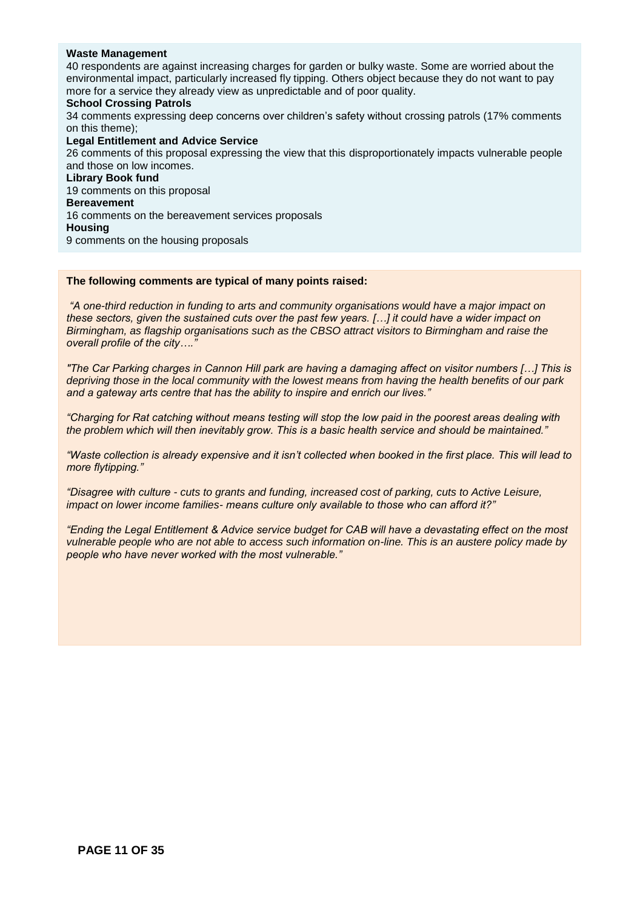**Waste Management**

40 respondents are against increasing charges for garden or bulky waste. Some are worried about the environmental impact, particularly increased fly tipping. Others object because they do not want to pay more for a service they already view as unpredictable and of poor quality.

**School Crossing Patrols**

34 comments expressing deep concerns over children's safety without crossing patrols (17% comments on this theme);

**Legal Entitlement and Advice Service**

26 comments of this proposal expressing the view that this disproportionately impacts vulnerable people and those on low incomes.

**Library Book fund**

19 comments on this proposal

**Bereavement**

16 comments on the bereavement services proposals

**Housing**

9 comments on the housing proposals

**The following comments are typical of many points raised:**

*"A one-third reduction in funding to arts and community organisations would have a major impact on these sectors, given the sustained cuts over the past few years. […] it could have a wider impact on Birmingham, as flagship organisations such as the CBSO attract visitors to Birmingham and raise the overall profile of the city…."*

*"The Car Parking charges in Cannon Hill park are having a damaging affect on visitor numbers […] This is depriving those in the local community with the lowest means from having the health benefits of our park and a gateway arts centre that has the ability to inspire and enrich our lives."*

*"Charging for Rat catching without means testing will stop the low paid in the poorest areas dealing with the problem which will then inevitably grow. This is a basic health service and should be maintained."*

*"Waste collection is already expensive and it isn't collected when booked in the first place. This will lead to more flytipping."*

*"Disagree with culture - cuts to grants and funding, increased cost of parking, cuts to Active Leisure, impact on lower income families- means culture only available to those who can afford it?"*

*"Ending the Legal Entitlement & Advice service budget for CAB will have a devastating effect on the most vulnerable people who are not able to access such information on-line. This is an austere policy made by people who have never worked with the most vulnerable."*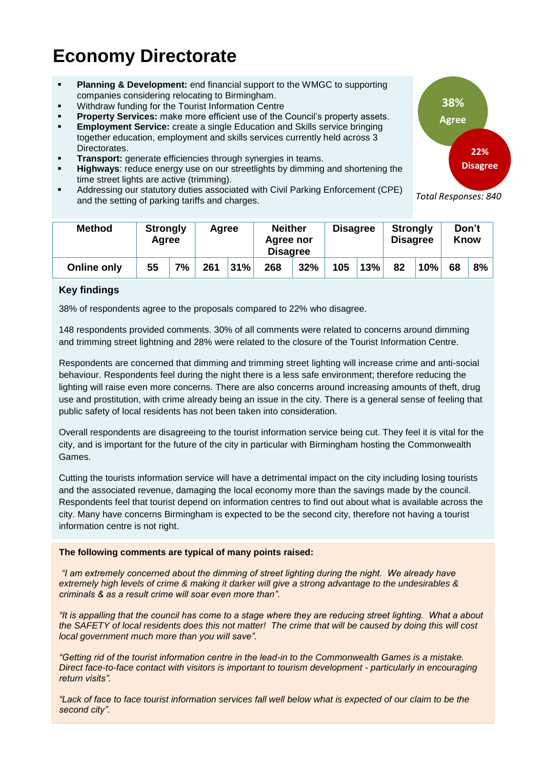# Economy Directorate

- **Planning & Development:** end financial support to the WMGC to supporting companies considering relocating to Birmingham.
- Withdraw funding for the Tourist Information Centre
- **Property Services:** make more efficient use of the Council's property assets.
- **Employment Service:** create a single Education and Skills service bringing together education, employment and skills services currently held across 3 Directorates.
- **Transport:** generate efficiencies through synergies in teams.
- **Highways**: reduce energy use on our streetlights by dimming and shortening the time street lights are active (trimming).
- Addressing our statutory duties associated with Civil Parking Enforcement (CPE) and the setting of parking tariffs and charges.

38%
Agree

22%
Disagree

*Total Responses: 840*

| Method | Strongly Agree | | Agree | | Neither Agree nor Disagree | | Disagree | | Strongly Disagree | | Don't Know | |
|---|---|---|---|---|---|---|---|---|---|---|---|---|
| **Online only** | 55 | 7% | 261 | 31% | 268 | 32% | 105 | 13% | 82 | 10% | 68 | 8% |

**Key findings**

38% of respondents agree to the proposals compared to 22% who disagree.

148 respondents provided comments. 30% of all comments were related to concerns around dimming and trimming street lightning and 28% were related to the closure of the Tourist Information Centre.

Respondents are concerned that dimming and trimming street lighting will increase crime and anti-social behaviour. Respondents feel during the night there is a less safe environment; therefore reducing the lighting will raise even more concerns. There are also concerns around increasing amounts of theft, drug use and prostitution, with crime already being an issue in the city. There is a general sense of feeling that public safety of local residents has not been taken into consideration.

Overall respondents are disagreeing to the tourist information service being cut. They feel it is vital for the city, and is important for the future of the city in particular with Birmingham hosting the Commonwealth Games.

Cutting the tourists information service will have a detrimental impact on the city including losing tourists and the associated revenue, damaging the local economy more than the savings made by the council. Respondents feel that tourist depend on information centres to find out about what is available across the city. Many have concerns Birmingham is expected to be the second city, therefore not having a tourist information centre is not right.

**The following comments are typical of many points raised:**

*"I am extremely concerned about the dimming of street lighting during the night. We already have extremely high levels of crime & making it darker will give a strong advantage to the undesirables & criminals & as a result crime will soar even more than".*

*"It is appalling that the council has come to a stage where they are reducing street lighting. What a about the SAFETY of local residents does this not matter! The crime that will be caused by doing this will cost local government much more than you will save".*

*"Getting rid of the tourist information centre in the lead-in to the Commonwealth Games is a mistake. Direct face-to-face contact with visitors is important to tourism development - particularly in encouraging return visits".*

*"Lack of face to face tourist information services fall well below what is expected of our claim to be the second city".*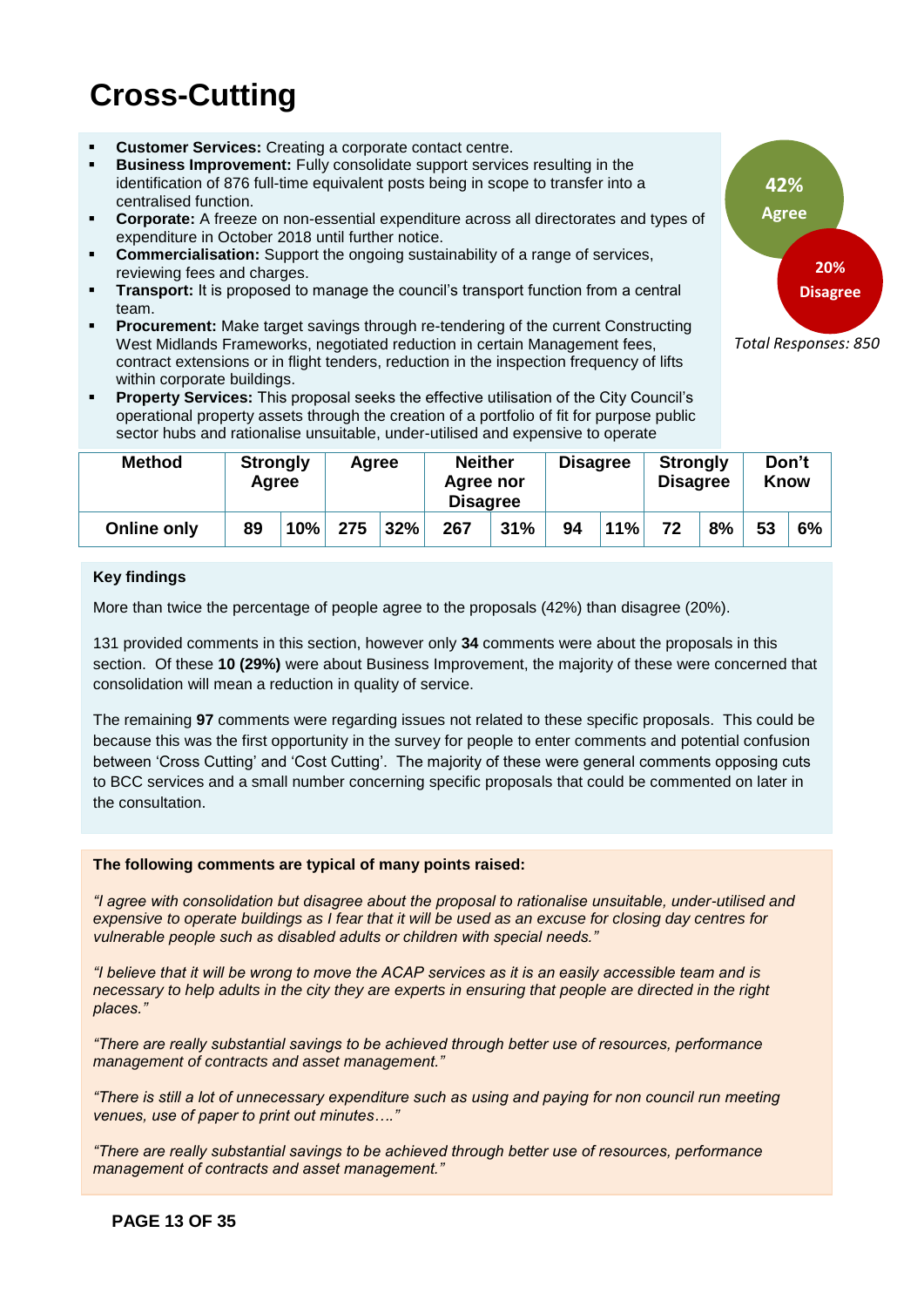# Cross-Cutting

- **Customer Services:** Creating a corporate contact centre.
- **Business Improvement:** Fully consolidate support services resulting in the identification of 876 full-time equivalent posts being in scope to transfer into a centralised function.
- **Corporate:** A freeze on non-essential expenditure across all directorates and types of expenditure in October 2018 until further notice.
- **Commercialisation:** Support the ongoing sustainability of a range of services, reviewing fees and charges.
- **Transport:** It is proposed to manage the council's transport function from a central team.
- **Procurement:** Make target savings through re-tendering of the current Constructing West Midlands Frameworks, negotiated reduction in certain Management fees, contract extensions or in flight tenders, reduction in the inspection frequency of lifts within corporate buildings.
- **Property Services:** This proposal seeks the effective utilisation of the City Council's operational property assets through the creation of a portfolio of fit for purpose public sector hubs and rationalise unsuitable, under-utilised and expensive to operate

42% Agree

20% Disagree

*Total Responses: 850*

| Method | Strongly Agree | | Agree | | Neither Agree nor Disagree | | Disagree | | Strongly Disagree | | Don't Know | |
|---|---|---|---|---|---|---|---|---|---|---|---|---|
| **Online only** | **89** | **10%** | **275** | **32%** | **267** | **31%** | **94** | **11%** | **72** | **8%** | **53** | **6%** |

**Key findings**

More than twice the percentage of people agree to the proposals (42%) than disagree (20%).

131 provided comments in this section, however only **34** comments were about the proposals in this section. Of these **10 (29%)** were about Business Improvement, the majority of these were concerned that consolidation will mean a reduction in quality of service.

The remaining **97** comments were regarding issues not related to these specific proposals. This could be because this was the first opportunity in the survey for people to enter comments and potential confusion between 'Cross Cutting' and 'Cost Cutting'. The majority of these were general comments opposing cuts to BCC services and a small number concerning specific proposals that could be commented on later in the consultation.

**The following comments are typical of many points raised:**

*"I agree with consolidation but disagree about the proposal to rationalise unsuitable, under-utilised and expensive to operate buildings as I fear that it will be used as an excuse for closing day centres for vulnerable people such as disabled adults or children with special needs."*

*"I believe that it will be wrong to move the ACAP services as it is an easily accessible team and is necessary to help adults in the city they are experts in ensuring that people are directed in the right places."*

*"There are really substantial savings to be achieved through better use of resources, performance management of contracts and asset management."*

*"There is still a lot of unnecessary expenditure such as using and paying for non council run meeting venues, use of paper to print out minutes…."*

*"There are really substantial savings to be achieved through better use of resources, performance management of contracts and asset management."*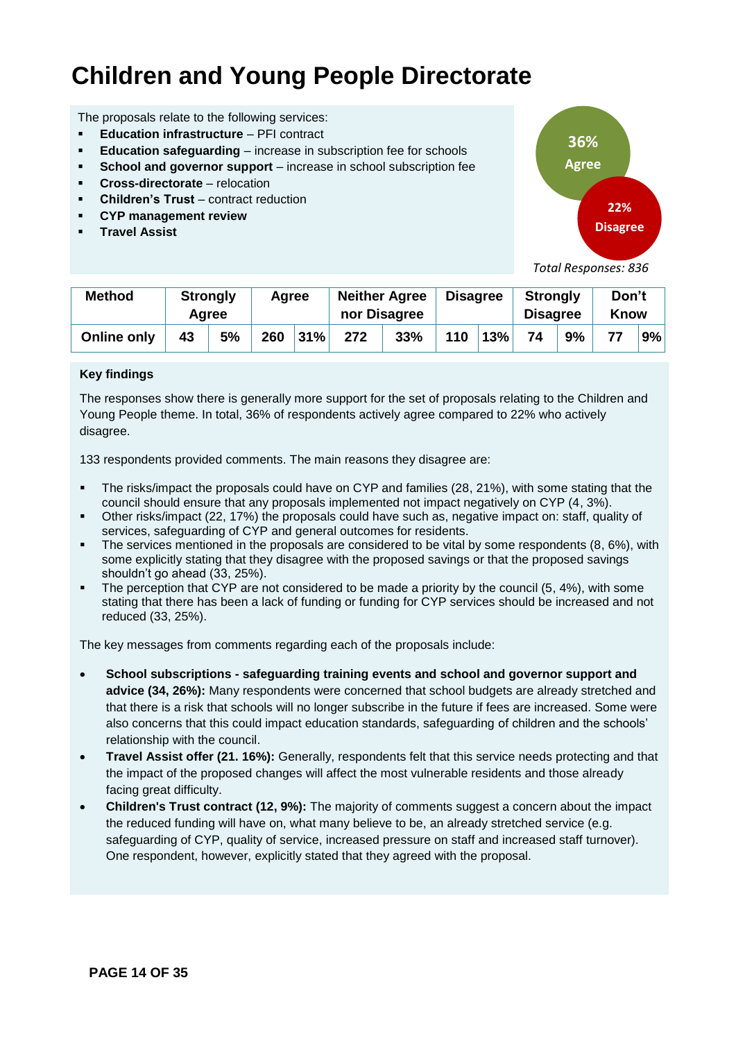# Children and Young People Directorate

The proposals relate to the following services:

- **Education infrastructure** – PFI contract
- **Education safeguarding** – increase in subscription fee for schools
- **School and governor support** – increase in school subscription fee
- **Cross-directorate** – relocation
- **Children's Trust** – contract reduction
- **CYP management review**
- **Travel Assist**

36%
Agree

22%
Disagree

*Total Responses: 836*

| Method | Strongly Agree | | Agree | | Neither Agree nor Disagree | | Disagree | | Strongly Disagree | | Don't Know | |
|---|---|---|---|---|---|---|---|---|---|---|---|---|
| Online only | 43 | 5% | 260 | 31% | 272 | 33% | 110 | 13% | 74 | 9% | 77 | 9% |

**Key findings**

The responses show there is generally more support for the set of proposals relating to the Children and Young People theme. In total, 36% of respondents actively agree compared to 22% who actively disagree.

133 respondents provided comments. The main reasons they disagree are:

- The risks/impact the proposals could have on CYP and families (28, 21%), with some stating that the council should ensure that any proposals implemented not impact negatively on CYP (4, 3%).
- Other risks/impact (22, 17%) the proposals could have such as, negative impact on: staff, quality of services, safeguarding of CYP and general outcomes for residents.
- The services mentioned in the proposals are considered to be vital by some respondents (8, 6%), with some explicitly stating that they disagree with the proposed savings or that the proposed savings shouldn't go ahead (33, 25%).
- The perception that CYP are not considered to be made a priority by the council (5, 4%), with some stating that there has been a lack of funding or funding for CYP services should be increased and not reduced (33, 25%).

The key messages from comments regarding each of the proposals include:

- **School subscriptions - safeguarding training events and school and governor support and advice (34, 26%):** Many respondents were concerned that school budgets are already stretched and that there is a risk that schools will no longer subscribe in the future if fees are increased. Some were also concerns that this could impact education standards, safeguarding of children and the schools' relationship with the council.
- **Travel Assist offer (21. 16%):** Generally, respondents felt that this service needs protecting and that the impact of the proposed changes will affect the most vulnerable residents and those already facing great difficulty.
- **Children's Trust contract (12, 9%):** The majority of comments suggest a concern about the impact the reduced funding will have on, what many believe to be, an already stretched service (e.g. safeguarding of CYP, quality of service, increased pressure on staff and increased staff turnover). One respondent, however, explicitly stated that they agreed with the proposal.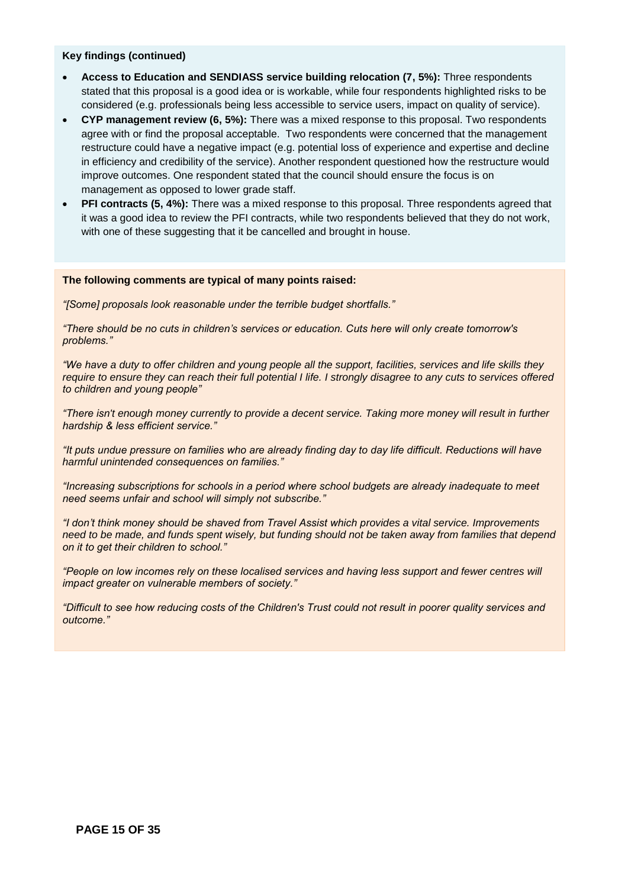**Key findings (continued)**

- **Access to Education and SENDIASS service building relocation (7, 5%):** Three respondents stated that this proposal is a good idea or is workable, while four respondents highlighted risks to be considered (e.g. professionals being less accessible to service users, impact on quality of service).
- **CYP management review (6, 5%):** There was a mixed response to this proposal. Two respondents agree with or find the proposal acceptable. Two respondents were concerned that the management restructure could have a negative impact (e.g. potential loss of experience and expertise and decline in efficiency and credibility of the service). Another respondent questioned how the restructure would improve outcomes. One respondent stated that the council should ensure the focus is on management as opposed to lower grade staff.
- **PFI contracts (5, 4%):** There was a mixed response to this proposal. Three respondents agreed that it was a good idea to review the PFI contracts, while two respondents believed that they do not work, with one of these suggesting that it be cancelled and brought in house.

**The following comments are typical of many points raised:**

*"[Some] proposals look reasonable under the terrible budget shortfalls."*

*"There should be no cuts in children's services or education. Cuts here will only create tomorrow's problems."*

*"We have a duty to offer children and young people all the support, facilities, services and life skills they require to ensure they can reach their full potential I life. I strongly disagree to any cuts to services offered to children and young people"*

*"There isn't enough money currently to provide a decent service. Taking more money will result in further hardship & less efficient service."*

*"It puts undue pressure on families who are already finding day to day life difficult. Reductions will have harmful unintended consequences on families."*

*"Increasing subscriptions for schools in a period where school budgets are already inadequate to meet need seems unfair and school will simply not subscribe."*

*"I don't think money should be shaved from Travel Assist which provides a vital service. Improvements need to be made, and funds spent wisely, but funding should not be taken away from families that depend on it to get their children to school."*

*"People on low incomes rely on these localised services and having less support and fewer centres will impact greater on vulnerable members of society."*

*"Difficult to see how reducing costs of the Children's Trust could not result in poorer quality services and outcome."*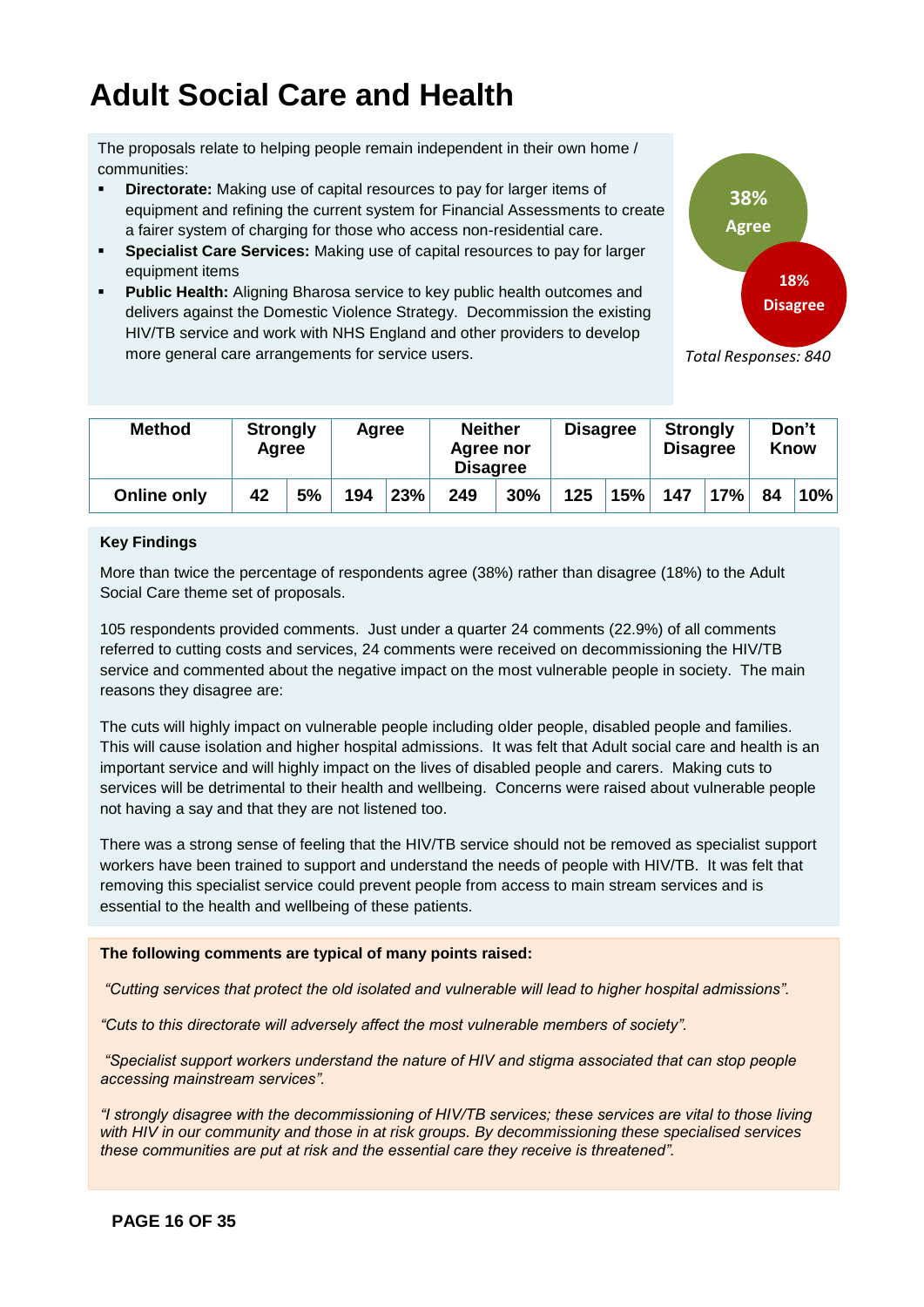# Adult Social Care and Health

The proposals relate to helping people remain independent in their own home / communities:

- **Directorate:** Making use of capital resources to pay for larger items of equipment and refining the current system for Financial Assessments to create a fairer system of charging for those who access non-residential care.
- **Specialist Care Services:** Making use of capital resources to pay for larger equipment items
- **Public Health:** Aligning Bharosa service to key public health outcomes and delivers against the Domestic Violence Strategy. Decommission the existing HIV/TB service and work with NHS England and other providers to develop more general care arrangements for service users.

38% Agree

18% Disagree

*Total Responses: 840*

| Method | Strongly Agree | | Agree | | Neither Agree nor Disagree | | Disagree | | Strongly Disagree | | Don't Know | |
|---|---|---|---|---|---|---|---|---|---|---|---|---|
| Online only | 42 | 5% | 194 | 23% | 249 | 30% | 125 | 15% | 147 | 17% | 84 | 10% |

**Key Findings**

More than twice the percentage of respondents agree (38%) rather than disagree (18%) to the Adult Social Care theme set of proposals.

105 respondents provided comments. Just under a quarter 24 comments (22.9%) of all comments referred to cutting costs and services, 24 comments were received on decommissioning the HIV/TB service and commented about the negative impact on the most vulnerable people in society. The main reasons they disagree are:

The cuts will highly impact on vulnerable people including older people, disabled people and families. This will cause isolation and higher hospital admissions. It was felt that Adult social care and health is an important service and will highly impact on the lives of disabled people and carers. Making cuts to services will be detrimental to their health and wellbeing. Concerns were raised about vulnerable people not having a say and that they are not listened too.

There was a strong sense of feeling that the HIV/TB service should not be removed as specialist support workers have been trained to support and understand the needs of people with HIV/TB. It was felt that removing this specialist service could prevent people from access to main stream services and is essential to the health and wellbeing of these patients.

**The following comments are typical of many points raised:**

*"Cutting services that protect the old isolated and vulnerable will lead to higher hospital admissions".*

*"Cuts to this directorate will adversely affect the most vulnerable members of society".*

*"Specialist support workers understand the nature of HIV and stigma associated that can stop people accessing mainstream services".*

*"I strongly disagree with the decommissioning of HIV/TB services; these services are vital to those living with HIV in our community and those in at risk groups. By decommissioning these specialised services these communities are put at risk and the essential care they receive is threatened".*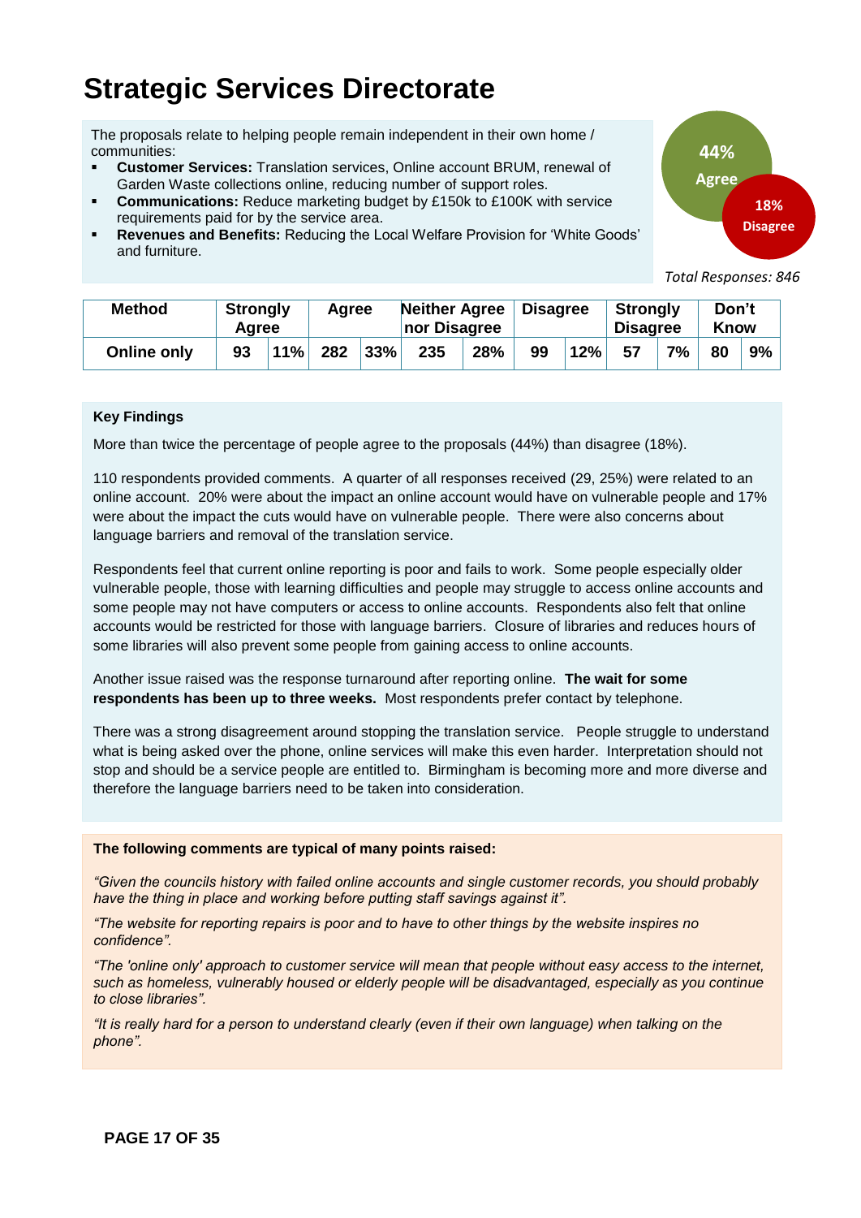# Strategic Services Directorate

The proposals relate to helping people remain independent in their own home / communities:

- **Customer Services:** Translation services, Online account BRUM, renewal of Garden Waste collections online, reducing number of support roles.
- **Communications:** Reduce marketing budget by £150k to £100K with service requirements paid for by the service area.
- **Revenues and Benefits:** Reducing the Local Welfare Provision for 'White Goods' and furniture.

44%
Agree

18%
Disagree

*Total Responses: 846*

| Method | Strongly Agree | | Agree | | Neither Agree nor Disagree | | Disagree | | Strongly Disagree | | Don't Know | |
|---|---|---|---|---|---|---|---|---|---|---|---|---|
| Online only | 93 | 11% | 282 | 33% | 235 | 28% | 99 | 12% | 57 | 7% | 80 | 9% |

**Key Findings**

More than twice the percentage of people agree to the proposals (44%) than disagree (18%).

110 respondents provided comments. A quarter of all responses received (29, 25%) were related to an online account. 20% were about the impact an online account would have on vulnerable people and 17% were about the impact the cuts would have on vulnerable people. There were also concerns about language barriers and removal of the translation service.

Respondents feel that current online reporting is poor and fails to work. Some people especially older vulnerable people, those with learning difficulties and people may struggle to access online accounts and some people may not have computers or access to online accounts. Respondents also felt that online accounts would be restricted for those with language barriers. Closure of libraries and reduces hours of some libraries will also prevent some people from gaining access to online accounts.

Another issue raised was the response turnaround after reporting online. **The wait for some respondents has been up to three weeks.** Most respondents prefer contact by telephone.

There was a strong disagreement around stopping the translation service. People struggle to understand what is being asked over the phone, online services will make this even harder. Interpretation should not stop and should be a service people are entitled to. Birmingham is becoming more and more diverse and therefore the language barriers need to be taken into consideration.

**The following comments are typical of many points raised:**

*"Given the councils history with failed online accounts and single customer records, you should probably have the thing in place and working before putting staff savings against it".*

*"The website for reporting repairs is poor and to have to other things by the website inspires no confidence".*

*"The 'online only' approach to customer service will mean that people without easy access to the internet, such as homeless, vulnerably housed or elderly people will be disadvantaged, especially as you continue to close libraries".*

*"It is really hard for a person to understand clearly (even if their own language) when talking on the phone".*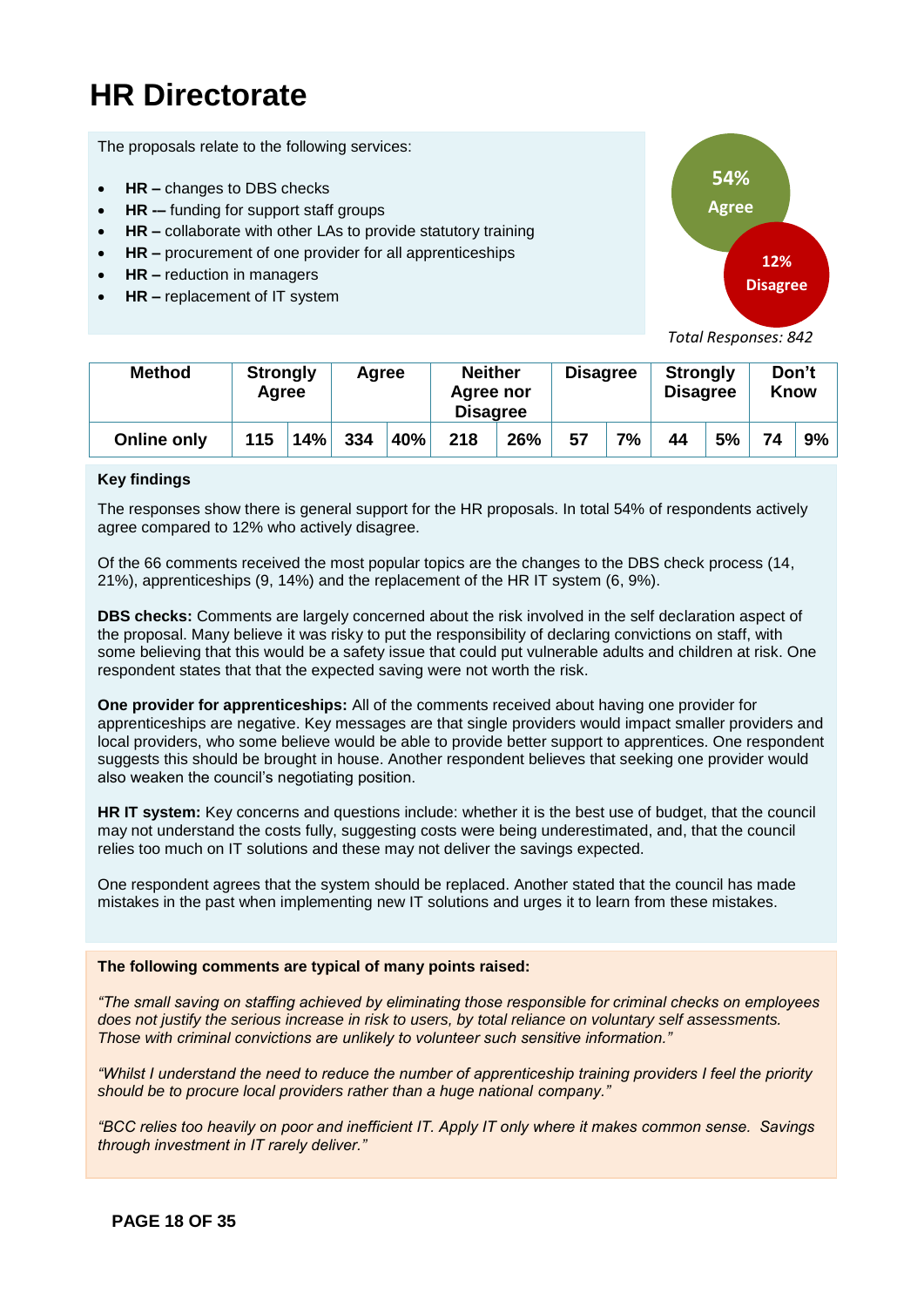# HR Directorate

The proposals relate to the following services:

- **HR –** changes to DBS checks
- **HR -–** funding for support staff groups
- **HR –** collaborate with other LAs to provide statutory training
- **HR –** procurement of one provider for all apprenticeships
- **HR –** reduction in managers
- **HR –** replacement of IT system

54%
Agree

12%
Disagree

*Total Responses: 842*

| Method | Strongly Agree | | Agree | | Neither Agree nor Disagree | | Disagree | | Strongly Disagree | | Don't Know | |
|---|---|---|---|---|---|---|---|---|---|---|---|---|
| Online only | 115 | 14% | 334 | 40% | 218 | 26% | 57 | 7% | 44 | 5% | 74 | 9% |

**Key findings**

The responses show there is general support for the HR proposals. In total 54% of respondents actively agree compared to 12% who actively disagree.

Of the 66 comments received the most popular topics are the changes to the DBS check process (14, 21%), apprenticeships (9, 14%) and the replacement of the HR IT system (6, 9%).

**DBS checks:** Comments are largely concerned about the risk involved in the self declaration aspect of the proposal. Many believe it was risky to put the responsibility of declaring convictions on staff, with some believing that this would be a safety issue that could put vulnerable adults and children at risk. One respondent states that that the expected saving were not worth the risk.

**One provider for apprenticeships:** All of the comments received about having one provider for apprenticeships are negative. Key messages are that single providers would impact smaller providers and local providers, who some believe would be able to provide better support to apprentices. One respondent suggests this should be brought in house. Another respondent believes that seeking one provider would also weaken the council's negotiating position.

**HR IT system:** Key concerns and questions include: whether it is the best use of budget, that the council may not understand the costs fully, suggesting costs were being underestimated, and, that the council relies too much on IT solutions and these may not deliver the savings expected.

One respondent agrees that the system should be replaced. Another stated that the council has made mistakes in the past when implementing new IT solutions and urges it to learn from these mistakes.

**The following comments are typical of many points raised:**

*"The small saving on staffing achieved by eliminating those responsible for criminal checks on employees does not justify the serious increase in risk to users, by total reliance on voluntary self assessments. Those with criminal convictions are unlikely to volunteer such sensitive information."*

*"Whilst I understand the need to reduce the number of apprenticeship training providers I feel the priority should be to procure local providers rather than a huge national company."*

*"BCC relies too heavily on poor and inefficient IT. Apply IT only where it makes common sense. Savings through investment in IT rarely deliver."*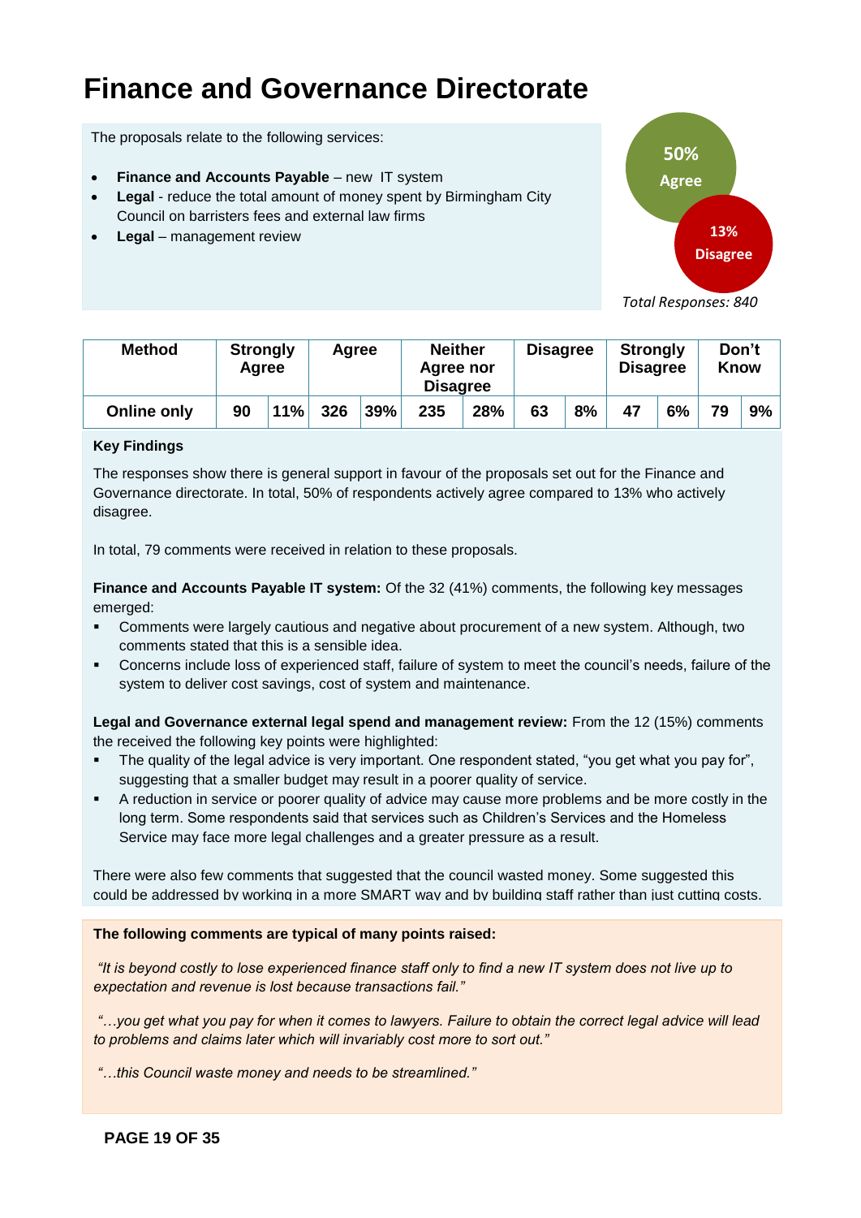# Finance and Governance Directorate

The proposals relate to the following services:

- **Finance and Accounts Payable** – new IT system
- **Legal** - reduce the total amount of money spent by Birmingham City Council on barristers fees and external law firms
- **Legal** – management review

50% Agree

13% Disagree

*Total Responses: 840*

| Method | Strongly Agree | | Agree | | Neither Agree nor Disagree | | Disagree | | Strongly Disagree | | Don't Know | |
|---|---|---|---|---|---|---|---|---|---|---|---|---|
| Online only | 90 | 11% | 326 | 39% | 235 | 28% | 63 | 8% | 47 | 6% | 79 | 9% |

**Key Findings**

The responses show there is general support in favour of the proposals set out for the Finance and Governance directorate. In total, 50% of respondents actively agree compared to 13% who actively disagree.

In total, 79 comments were received in relation to these proposals.

**Finance and Accounts Payable IT system:** Of the 32 (41%) comments, the following key messages emerged:

- Comments were largely cautious and negative about procurement of a new system. Although, two comments stated that this is a sensible idea.
- Concerns include loss of experienced staff, failure of system to meet the council's needs, failure of the system to deliver cost savings, cost of system and maintenance.

**Legal and Governance external legal spend and management review:** From the 12 (15%) comments the received the following key points were highlighted:

- The quality of the legal advice is very important. One respondent stated, "you get what you pay for", suggesting that a smaller budget may result in a poorer quality of service.
- A reduction in service or poorer quality of advice may cause more problems and be more costly in the long term. Some respondents said that services such as Children's Services and the Homeless Service may face more legal challenges and a greater pressure as a result.

There were also few comments that suggested that the council wasted money. Some suggested this could be addressed by working in a more SMART way and by building staff rather than just cutting costs.

**The following comments are typical of many points raised:**

*"It is beyond costly to lose experienced finance staff only to find a new IT system does not live up to expectation and revenue is lost because transactions fail."*

*"…you get what you pay for when it comes to lawyers. Failure to obtain the correct legal advice will lead to problems and claims later which will invariably cost more to sort out."*

*"…this Council waste money and needs to be streamlined."*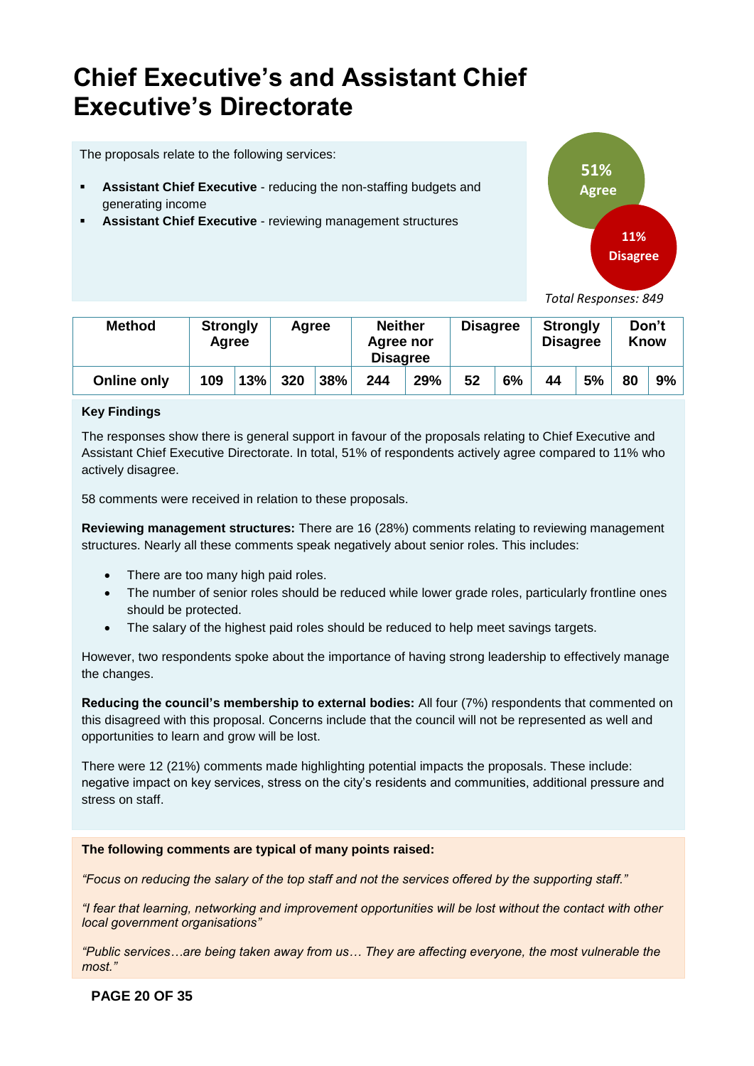# Chief Executive's and Assistant Chief Executive's Directorate

The proposals relate to the following services:

- **Assistant Chief Executive** - reducing the non-staffing budgets and generating income
- **Assistant Chief Executive** - reviewing management structures

51% Agree

11% Disagree

*Total Responses: 849*

| Method | Strongly Agree | | Agree | | Neither Agree nor Disagree | | Disagree | | Strongly Disagree | | Don't Know | |
|---|---|---|---|---|---|---|---|---|---|---|---|---|
| **Online only** | 109 | 13% | 320 | 38% | 244 | 29% | 52 | 6% | 44 | 5% | 80 | 9% |

**Key Findings**

The responses show there is general support in favour of the proposals relating to Chief Executive and Assistant Chief Executive Directorate. In total, 51% of respondents actively agree compared to 11% who actively disagree.

58 comments were received in relation to these proposals.

**Reviewing management structures:** There are 16 (28%) comments relating to reviewing management structures. Nearly all these comments speak negatively about senior roles. This includes:

- There are too many high paid roles.
- The number of senior roles should be reduced while lower grade roles, particularly frontline ones should be protected.
- The salary of the highest paid roles should be reduced to help meet savings targets.

However, two respondents spoke about the importance of having strong leadership to effectively manage the changes.

**Reducing the council's membership to external bodies:** All four (7%) respondents that commented on this disagreed with this proposal. Concerns include that the council will not be represented as well and opportunities to learn and grow will be lost.

There were 12 (21%) comments made highlighting potential impacts the proposals. These include: negative impact on key services, stress on the city's residents and communities, additional pressure and stress on staff.

**The following comments are typical of many points raised:**

*"Focus on reducing the salary of the top staff and not the services offered by the supporting staff."*

*"I fear that learning, networking and improvement opportunities will be lost without the contact with other local government organisations"*

*"Public services…are being taken away from us… They are affecting everyone, the most vulnerable the most."*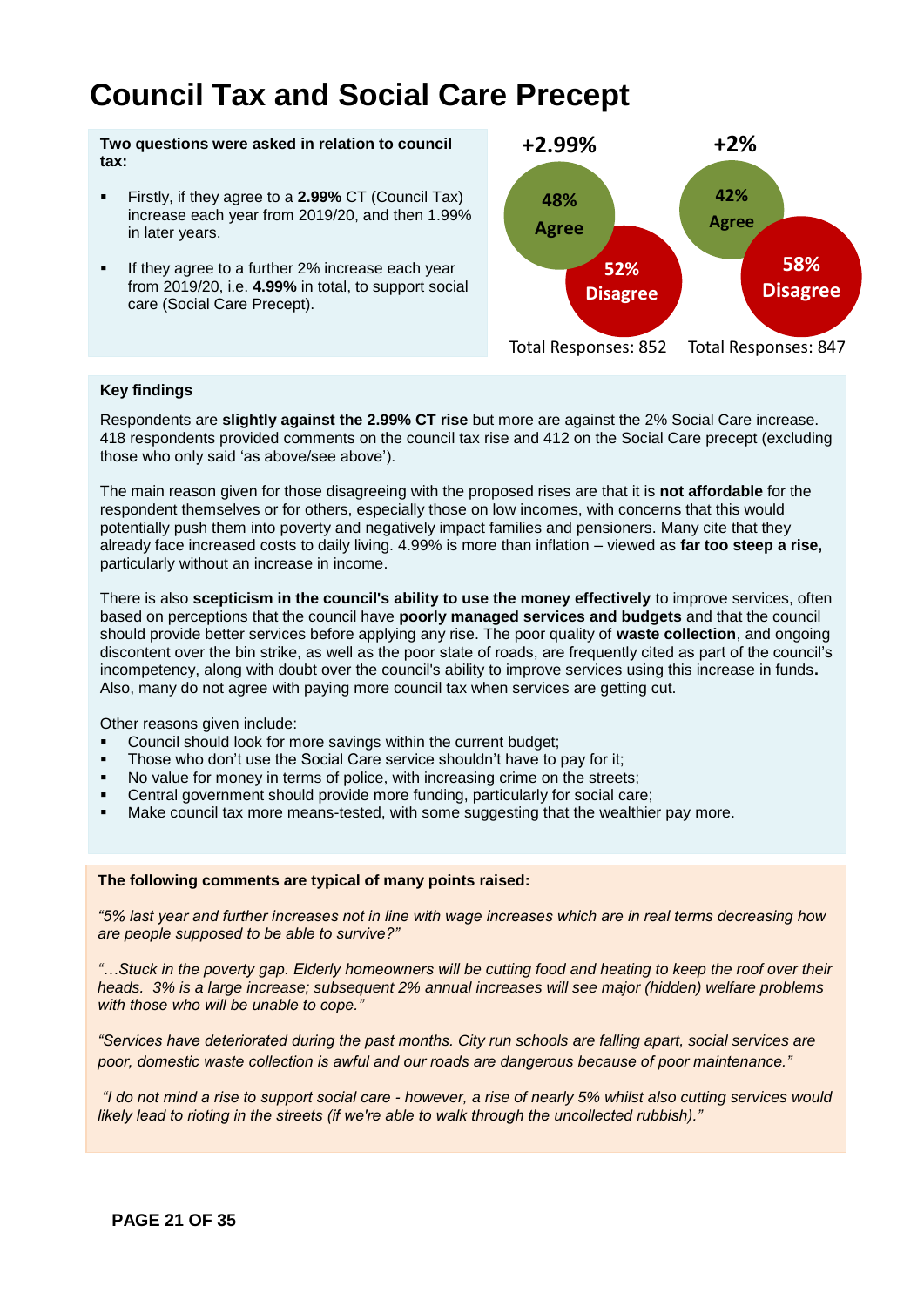# Council Tax and Social Care Precept

**Two questions were asked in relation to council tax:**

- Firstly, if they agree to a **2.99%** CT (Council Tax) increase each year from 2019/20, and then 1.99% in later years.
- If they agree to a further 2% increase each year from 2019/20, i.e. **4.99%** in total, to support social care (Social Care Precept).

+2.99%

48% Agree

52% Disagree

Total Responses: 852

+2%

42% Agree

58% Disagree

Total Responses: 847

**Key findings**

Respondents are **slightly against the 2.99% CT rise** but more are against the 2% Social Care increase. 418 respondents provided comments on the council tax rise and 412 on the Social Care precept (excluding those who only said 'as above/see above').

The main reason given for those disagreeing with the proposed rises are that it is **not affordable** for the respondent themselves or for others, especially those on low incomes, with concerns that this would potentially push them into poverty and negatively impact families and pensioners. Many cite that they already face increased costs to daily living. 4.99% is more than inflation – viewed as **far too steep a rise,** particularly without an increase in income.

There is also **scepticism in the council's ability to use the money effectively** to improve services, often based on perceptions that the council have **poorly managed services and budgets** and that the council should provide better services before applying any rise. The poor quality of **waste collection**, and ongoing discontent over the bin strike, as well as the poor state of roads, are frequently cited as part of the council's incompetency, along with doubt over the council's ability to improve services using this increase in funds**.** Also, many do not agree with paying more council tax when services are getting cut.

Other reasons given include:

- Council should look for more savings within the current budget;
- Those who don't use the Social Care service shouldn't have to pay for it;
- No value for money in terms of police, with increasing crime on the streets;
- Central government should provide more funding, particularly for social care;
- Make council tax more means-tested, with some suggesting that the wealthier pay more.

**The following comments are typical of many points raised:**

*"5% last year and further increases not in line with wage increases which are in real terms decreasing how are people supposed to be able to survive?"*

*"…Stuck in the poverty gap. Elderly homeowners will be cutting food and heating to keep the roof over their heads. 3% is a large increase; subsequent 2% annual increases will see major (hidden) welfare problems with those who will be unable to cope."*

*"Services have deteriorated during the past months. City run schools are falling apart, social services are poor, domestic waste collection is awful and our roads are dangerous because of poor maintenance."*

*"I do not mind a rise to support social care - however, a rise of nearly 5% whilst also cutting services would likely lead to rioting in the streets (if we're able to walk through the uncollected rubbish)."*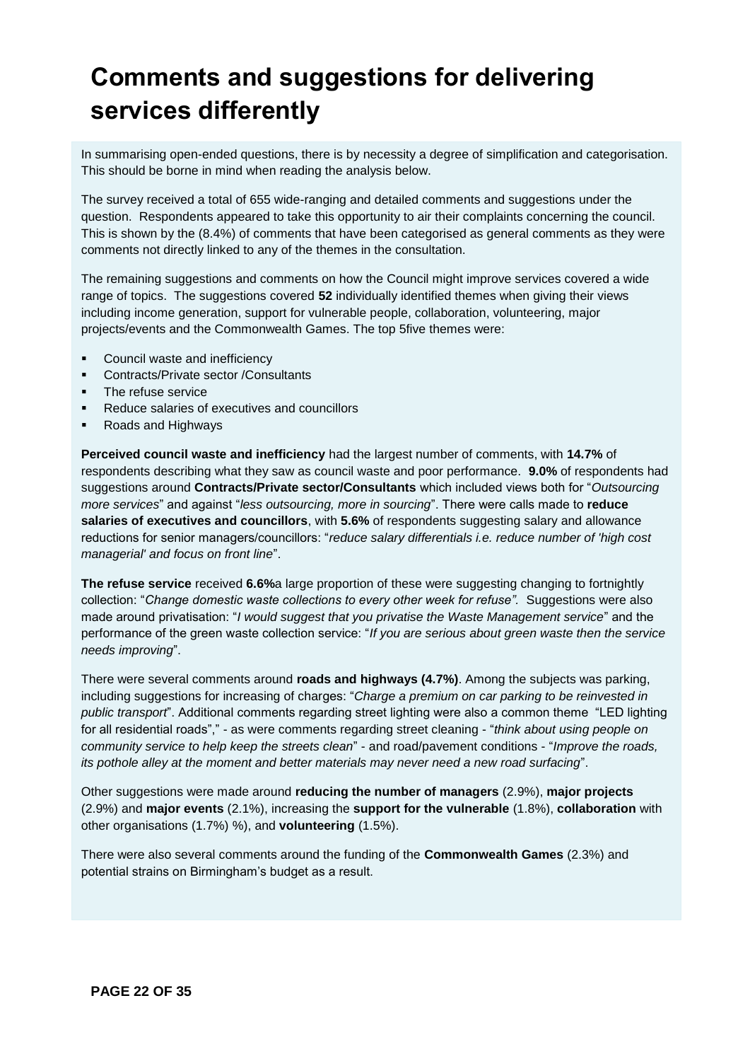# Comments and suggestions for delivering services differently

In summarising open-ended questions, there is by necessity a degree of simplification and categorisation. This should be borne in mind when reading the analysis below.

The survey received a total of 655 wide-ranging and detailed comments and suggestions under the question. Respondents appeared to take this opportunity to air their complaints concerning the council. This is shown by the (8.4%) of comments that have been categorised as general comments as they were comments not directly linked to any of the themes in the consultation.

The remaining suggestions and comments on how the Council might improve services covered a wide range of topics. The suggestions covered **52** individually identified themes when giving their views including income generation, support for vulnerable people, collaboration, volunteering, major projects/events and the Commonwealth Games. The top 5five themes were:

- Council waste and inefficiency
- Contracts/Private sector /Consultants
- The refuse service
- Reduce salaries of executives and councillors
- Roads and Highways

**Perceived council waste and inefficiency** had the largest number of comments, with **14.7%** of respondents describing what they saw as council waste and poor performance. **9.0%** of respondents had suggestions around **Contracts/Private sector/Consultants** which included views both for "*Outsourcing more services*" and against "*less outsourcing, more in sourcing*". There were calls made to **reduce salaries of executives and councillors**, with **5.6%** of respondents suggesting salary and allowance reductions for senior managers/councillors: "*reduce salary differentials i.e. reduce number of 'high cost managerial' and focus on front line*".

**The refuse service** received **6.6%**a large proportion of these were suggesting changing to fortnightly collection: "*Change domestic waste collections to every other week for refuse".* Suggestions were also made around privatisation: "*I would suggest that you privatise the Waste Management service*" and the performance of the green waste collection service: "*If you are serious about green waste then the service needs improving*".

There were several comments around **roads and highways (4.7%)**. Among the subjects was parking, including suggestions for increasing of charges: "*Charge a premium on car parking to be reinvested in public transport*". Additional comments regarding street lighting were also a common theme "LED lighting for all residential roads"," - as were comments regarding street cleaning - "*think about using people on community service to help keep the streets clean*" - and road/pavement conditions - "*Improve the roads, its pothole alley at the moment and better materials may never need a new road surfacing*".

Other suggestions were made around **reducing the number of managers** (2.9%), **major projects** (2.9%) and **major events** (2.1%), increasing the **support for the vulnerable** (1.8%), **collaboration** with other organisations (1.7%) %), and **volunteering** (1.5%).

There were also several comments around the funding of the **Commonwealth Games** (2.3%) and potential strains on Birmingham's budget as a result.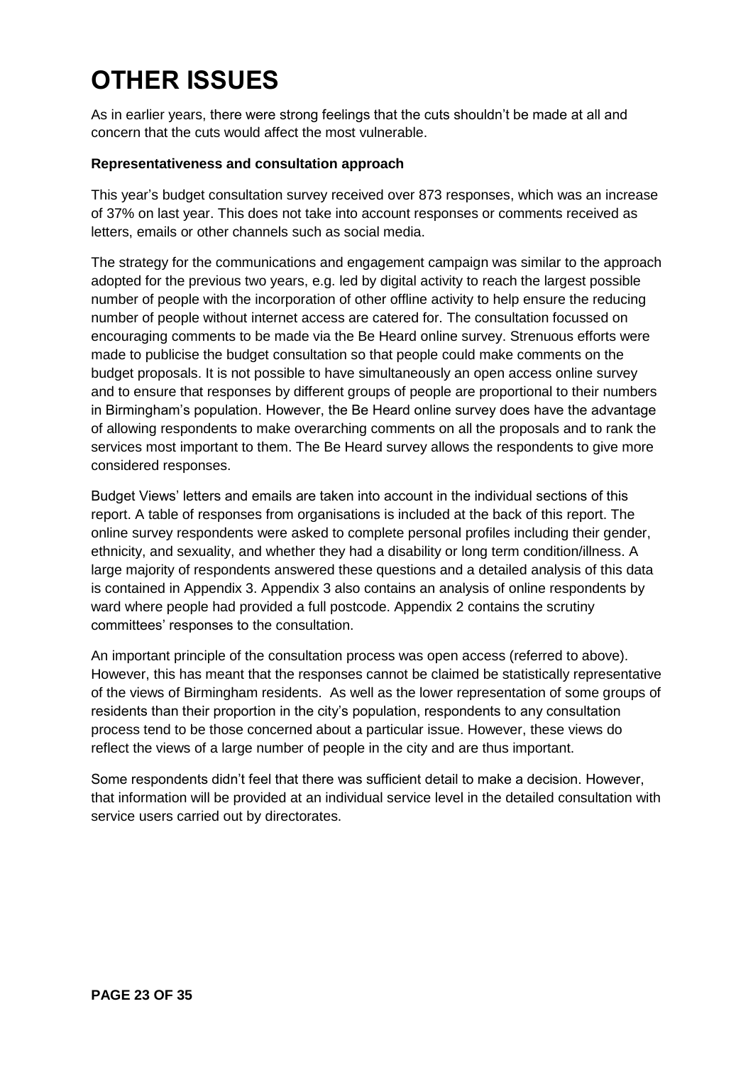# OTHER ISSUES

As in earlier years, there were strong feelings that the cuts shouldn't be made at all and concern that the cuts would affect the most vulnerable.

**Representativeness and consultation approach**

This year's budget consultation survey received over 873 responses, which was an increase of 37% on last year. This does not take into account responses or comments received as letters, emails or other channels such as social media.

The strategy for the communications and engagement campaign was similar to the approach adopted for the previous two years, e.g. led by digital activity to reach the largest possible number of people with the incorporation of other offline activity to help ensure the reducing number of people without internet access are catered for. The consultation focussed on encouraging comments to be made via the Be Heard online survey. Strenuous efforts were made to publicise the budget consultation so that people could make comments on the budget proposals. It is not possible to have simultaneously an open access online survey and to ensure that responses by different groups of people are proportional to their numbers in Birmingham's population. However, the Be Heard online survey does have the advantage of allowing respondents to make overarching comments on all the proposals and to rank the services most important to them. The Be Heard survey allows the respondents to give more considered responses.

Budget Views' letters and emails are taken into account in the individual sections of this report. A table of responses from organisations is included at the back of this report. The online survey respondents were asked to complete personal profiles including their gender, ethnicity, and sexuality, and whether they had a disability or long term condition/illness. A large majority of respondents answered these questions and a detailed analysis of this data is contained in Appendix 3. Appendix 3 also contains an analysis of online respondents by ward where people had provided a full postcode. Appendix 2 contains the scrutiny committees' responses to the consultation.

An important principle of the consultation process was open access (referred to above). However, this has meant that the responses cannot be claimed be statistically representative of the views of Birmingham residents. As well as the lower representation of some groups of residents than their proportion in the city's population, respondents to any consultation process tend to be those concerned about a particular issue. However, these views do reflect the views of a large number of people in the city and are thus important.

Some respondents didn't feel that there was sufficient detail to make a decision. However, that information will be provided at an individual service level in the detailed consultation with service users carried out by directorates.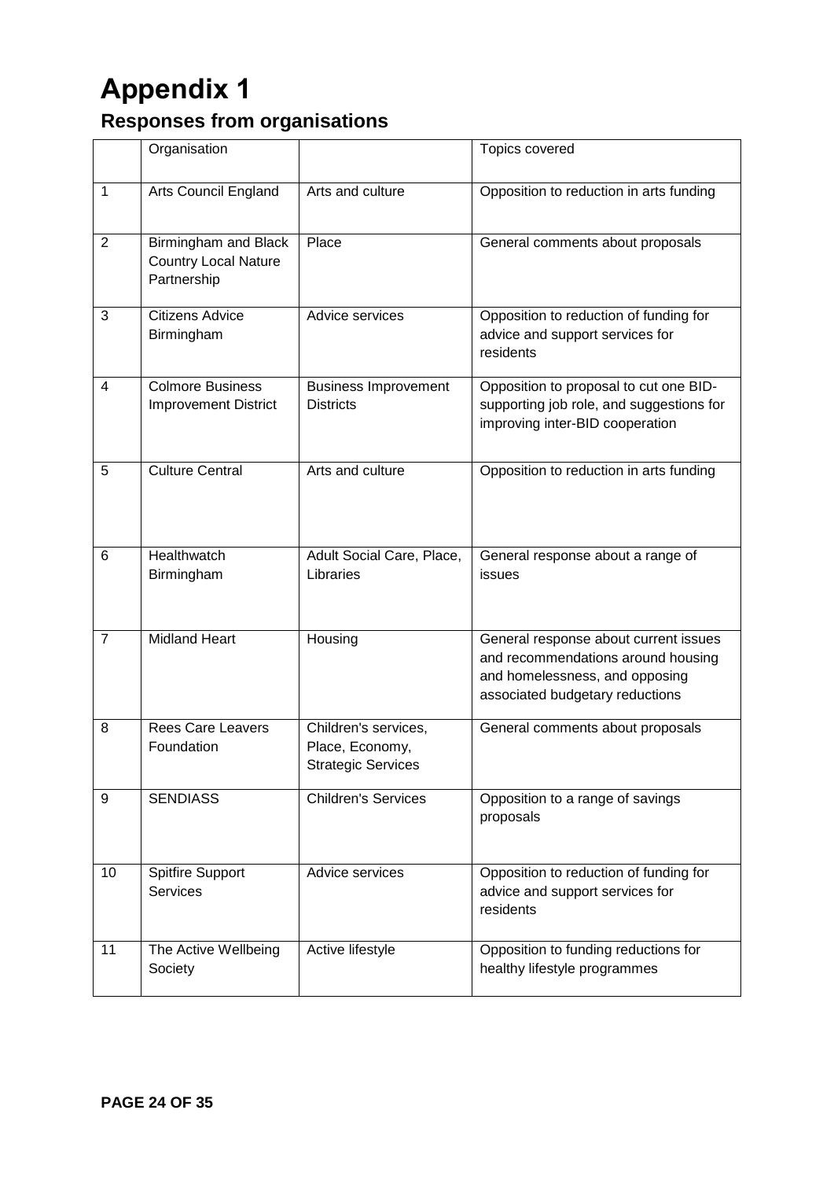# Appendix 1

## Responses from organisations

| | Organisation | | Topics covered |
|---|---|---|---|
| 1 | Arts Council England | Arts and culture | Opposition to reduction in arts funding |
| 2 | Birmingham and Black Country Local Nature Partnership | Place | General comments about proposals |
| 3 | Citizens Advice Birmingham | Advice services | Opposition to reduction of funding for advice and support services for residents |
| 4 | Colmore Business Improvement District | Business Improvement Districts | Opposition to proposal to cut one BID-supporting job role, and suggestions for improving inter-BID cooperation |
| 5 | Culture Central | Arts and culture | Opposition to reduction in arts funding |
| 6 | Healthwatch Birmingham | Adult Social Care, Place, Libraries | General response about a range of issues |
| 7 | Midland Heart | Housing | General response about current issues and recommendations around housing and homelessness, and opposing associated budgetary reductions |
| 8 | Rees Care Leavers Foundation | Children's services, Place, Economy, Strategic Services | General comments about proposals |
| 9 | SENDIASS | Children's Services | Opposition to a range of savings proposals |
| 10 | Spitfire Support Services | Advice services | Opposition to reduction of funding for advice and support services for residents |
| 11 | The Active Wellbeing Society | Active lifestyle | Opposition to funding reductions for healthy lifestyle programmes |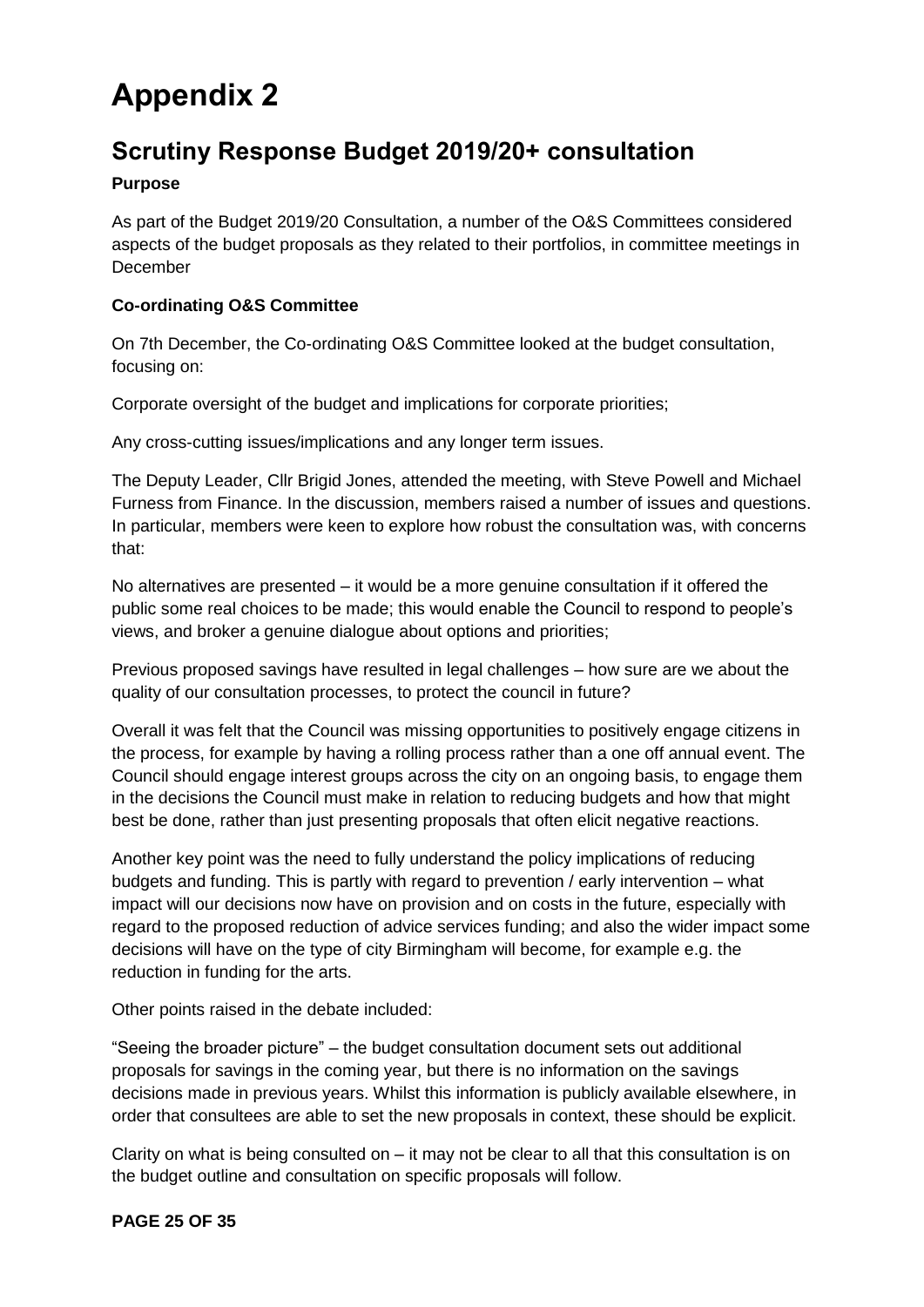# Appendix 2

## Scrutiny Response Budget 2019/20+ consultation

**Purpose**

As part of the Budget 2019/20 Consultation, a number of the O&S Committees considered aspects of the budget proposals as they related to their portfolios, in committee meetings in December

**Co-ordinating O&S Committee**

On 7th December, the Co-ordinating O&S Committee looked at the budget consultation, focusing on:

Corporate oversight of the budget and implications for corporate priorities;

Any cross-cutting issues/implications and any longer term issues.

The Deputy Leader, Cllr Brigid Jones, attended the meeting, with Steve Powell and Michael Furness from Finance. In the discussion, members raised a number of issues and questions. In particular, members were keen to explore how robust the consultation was, with concerns that:

No alternatives are presented – it would be a more genuine consultation if it offered the public some real choices to be made; this would enable the Council to respond to people's views, and broker a genuine dialogue about options and priorities;

Previous proposed savings have resulted in legal challenges – how sure are we about the quality of our consultation processes, to protect the council in future?

Overall it was felt that the Council was missing opportunities to positively engage citizens in the process, for example by having a rolling process rather than a one off annual event. The Council should engage interest groups across the city on an ongoing basis, to engage them in the decisions the Council must make in relation to reducing budgets and how that might best be done, rather than just presenting proposals that often elicit negative reactions.

Another key point was the need to fully understand the policy implications of reducing budgets and funding. This is partly with regard to prevention / early intervention – what impact will our decisions now have on provision and on costs in the future, especially with regard to the proposed reduction of advice services funding; and also the wider impact some decisions will have on the type of city Birmingham will become, for example e.g. the reduction in funding for the arts.

Other points raised in the debate included:

"Seeing the broader picture" – the budget consultation document sets out additional proposals for savings in the coming year, but there is no information on the savings decisions made in previous years. Whilst this information is publicly available elsewhere, in order that consultees are able to set the new proposals in context, these should be explicit.

Clarity on what is being consulted on – it may not be clear to all that this consultation is on the budget outline and consultation on specific proposals will follow.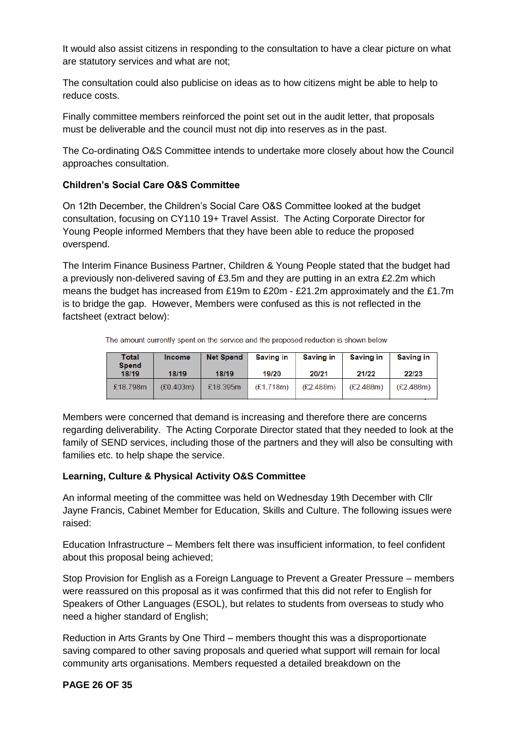It would also assist citizens in responding to the consultation to have a clear picture on what are statutory services and what are not;

The consultation could also publicise on ideas as to how citizens might be able to help to reduce costs.

Finally committee members reinforced the point set out in the audit letter, that proposals must be deliverable and the council must not dip into reserves as in the past.

The Co-ordinating O&S Committee intends to undertake more closely about how the Council approaches consultation.

**Children's Social Care O&S Committee**

On 12th December, the Children's Social Care O&S Committee looked at the budget consultation, focusing on CY110 19+ Travel Assist. The Acting Corporate Director for Young People informed Members that they have been able to reduce the proposed overspend.

The Interim Finance Business Partner, Children & Young People stated that the budget had a previously non-delivered saving of £3.5m and they are putting in an extra £2.2m which means the budget has increased from £19m to £20m - £21.2m approximately and the £1.7m is to bridge the gap. However, Members were confused as this is not reflected in the factsheet (extract below):

The amount currently spent on the service and the proposed reduction is shown below

| Total Spend 18/19 | Income 18/19 | Net Spend 18/19 | Saving in 19/20 | Saving in 20/21 | Saving in 21/22 | Saving in 22/23 |
|---|---|---|---|---|---|---|
| £18.798m | (£0.403m) | £18.395m | (£1.718m) | (£2.488m) | (£2.488m) | (£2.488m) |

Members were concerned that demand is increasing and therefore there are concerns regarding deliverability. The Acting Corporate Director stated that they needed to look at the family of SEND services, including those of the partners and they will also be consulting with families etc. to help shape the service.

**Learning, Culture & Physical Activity O&S Committee**

An informal meeting of the committee was held on Wednesday 19th December with Cllr Jayne Francis, Cabinet Member for Education, Skills and Culture. The following issues were raised:

Education Infrastructure – Members felt there was insufficient information, to feel confident about this proposal being achieved;

Stop Provision for English as a Foreign Language to Prevent a Greater Pressure – members were reassured on this proposal as it was confirmed that this did not refer to English for Speakers of Other Languages (ESOL), but relates to students from overseas to study who need a higher standard of English;

Reduction in Arts Grants by One Third – members thought this was a disproportionate saving compared to other saving proposals and queried what support will remain for local community arts organisations. Members requested a detailed breakdown on the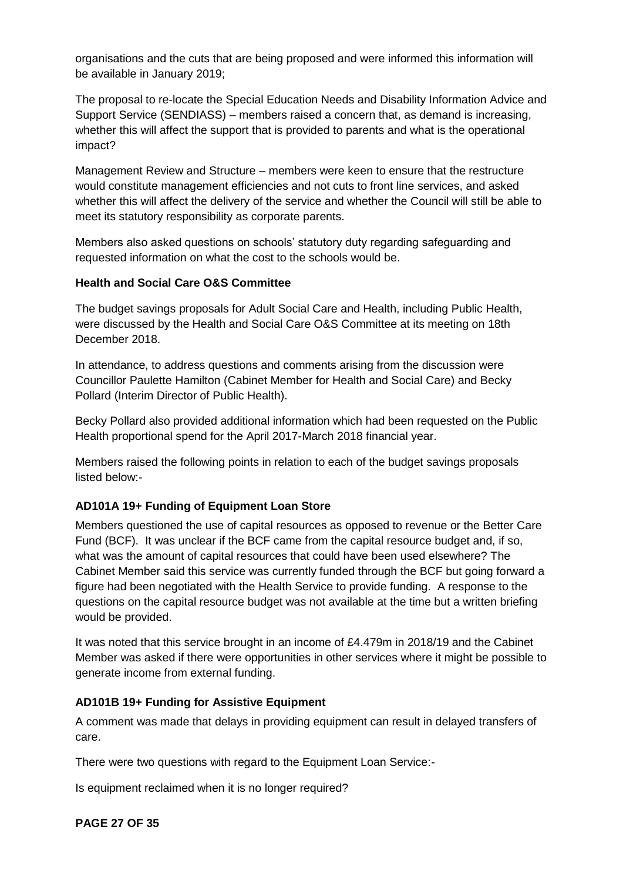organisations and the cuts that are being proposed and were informed this information will be available in January 2019;

The proposal to re-locate the Special Education Needs and Disability Information Advice and Support Service (SENDIASS) – members raised a concern that, as demand is increasing, whether this will affect the support that is provided to parents and what is the operational impact?

Management Review and Structure – members were keen to ensure that the restructure would constitute management efficiencies and not cuts to front line services, and asked whether this will affect the delivery of the service and whether the Council will still be able to meet its statutory responsibility as corporate parents.

Members also asked questions on schools' statutory duty regarding safeguarding and requested information on what the cost to the schools would be.

**Health and Social Care O&S Committee**

The budget savings proposals for Adult Social Care and Health, including Public Health, were discussed by the Health and Social Care O&S Committee at its meeting on 18th December 2018.

In attendance, to address questions and comments arising from the discussion were Councillor Paulette Hamilton (Cabinet Member for Health and Social Care) and Becky Pollard (Interim Director of Public Health).

Becky Pollard also provided additional information which had been requested on the Public Health proportional spend for the April 2017-March 2018 financial year.

Members raised the following points in relation to each of the budget savings proposals listed below:-

**AD101A 19+ Funding of Equipment Loan Store**

Members questioned the use of capital resources as opposed to revenue or the Better Care Fund (BCF). It was unclear if the BCF came from the capital resource budget and, if so, what was the amount of capital resources that could have been used elsewhere? The Cabinet Member said this service was currently funded through the BCF but going forward a figure had been negotiated with the Health Service to provide funding. A response to the questions on the capital resource budget was not available at the time but a written briefing would be provided.

It was noted that this service brought in an income of £4.479m in 2018/19 and the Cabinet Member was asked if there were opportunities in other services where it might be possible to generate income from external funding.

**AD101B 19+ Funding for Assistive Equipment**

A comment was made that delays in providing equipment can result in delayed transfers of care.

There were two questions with regard to the Equipment Loan Service:-

Is equipment reclaimed when it is no longer required?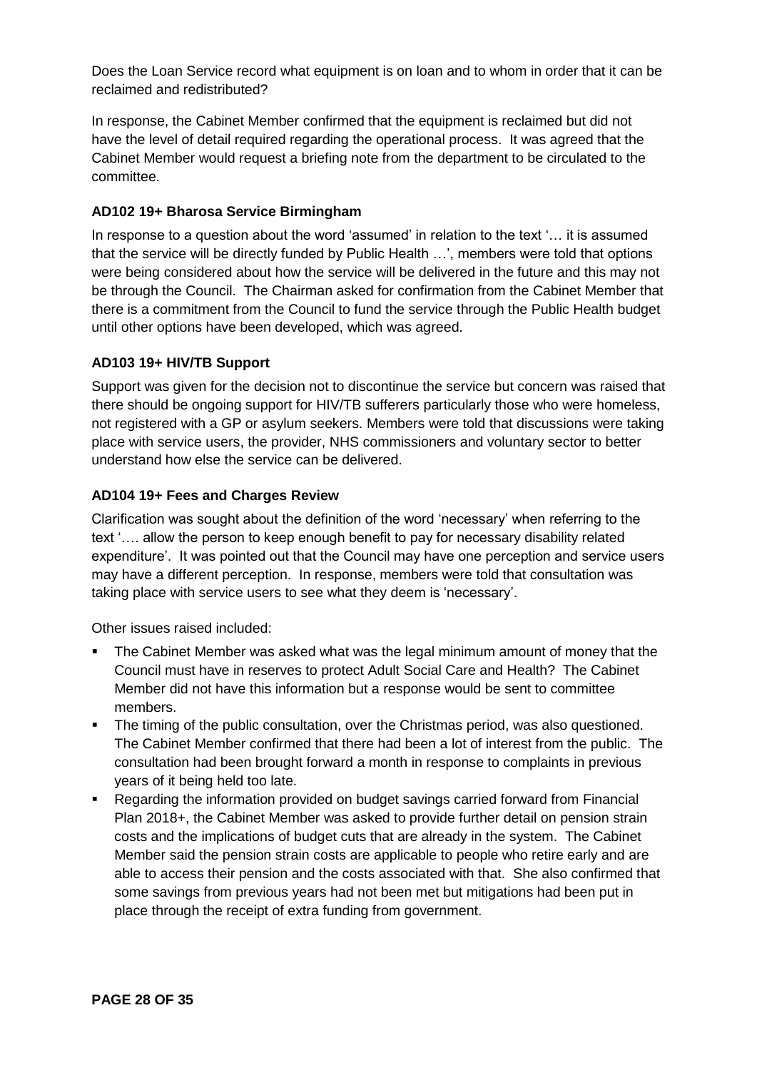Does the Loan Service record what equipment is on loan and to whom in order that it can be reclaimed and redistributed?

In response, the Cabinet Member confirmed that the equipment is reclaimed but did not have the level of detail required regarding the operational process. It was agreed that the Cabinet Member would request a briefing note from the department to be circulated to the committee.

**AD102 19+ Bharosa Service Birmingham**

In response to a question about the word 'assumed' in relation to the text '… it is assumed that the service will be directly funded by Public Health …', members were told that options were being considered about how the service will be delivered in the future and this may not be through the Council. The Chairman asked for confirmation from the Cabinet Member that there is a commitment from the Council to fund the service through the Public Health budget until other options have been developed, which was agreed.

**AD103 19+ HIV/TB Support**

Support was given for the decision not to discontinue the service but concern was raised that there should be ongoing support for HIV/TB sufferers particularly those who were homeless, not registered with a GP or asylum seekers. Members were told that discussions were taking place with service users, the provider, NHS commissioners and voluntary sector to better understand how else the service can be delivered.

**AD104 19+ Fees and Charges Review**

Clarification was sought about the definition of the word 'necessary' when referring to the text '…. allow the person to keep enough benefit to pay for necessary disability related expenditure'. It was pointed out that the Council may have one perception and service users may have a different perception. In response, members were told that consultation was taking place with service users to see what they deem is 'necessary'.

Other issues raised included:

- The Cabinet Member was asked what was the legal minimum amount of money that the Council must have in reserves to protect Adult Social Care and Health? The Cabinet Member did not have this information but a response would be sent to committee members.
- The timing of the public consultation, over the Christmas period, was also questioned. The Cabinet Member confirmed that there had been a lot of interest from the public. The consultation had been brought forward a month in response to complaints in previous years of it being held too late.
- Regarding the information provided on budget savings carried forward from Financial Plan 2018+, the Cabinet Member was asked to provide further detail on pension strain costs and the implications of budget cuts that are already in the system. The Cabinet Member said the pension strain costs are applicable to people who retire early and are able to access their pension and the costs associated with that. She also confirmed that some savings from previous years had not been met but mitigations had been put in place through the receipt of extra funding from government.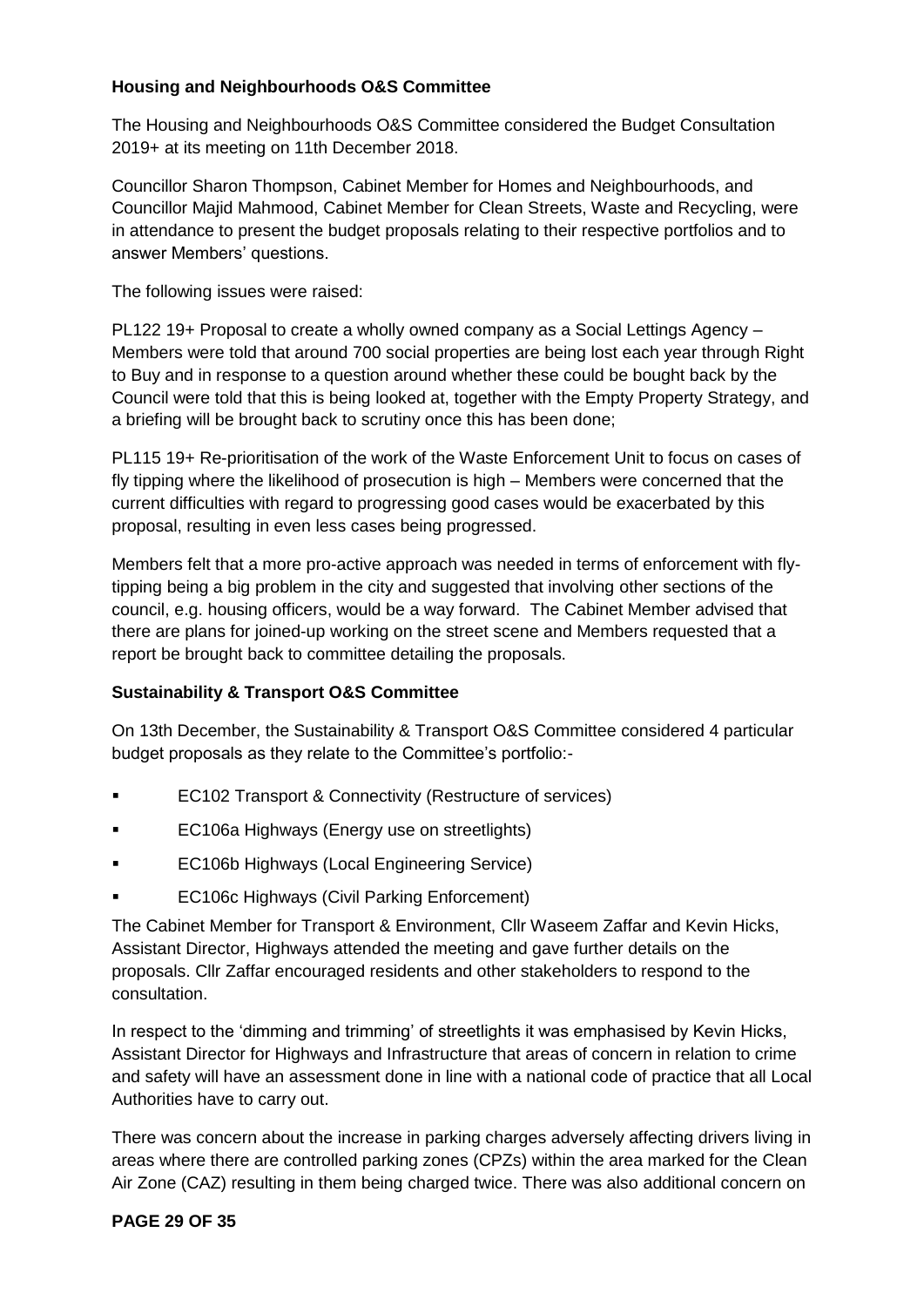**Housing and Neighbourhoods O&S Committee**

The Housing and Neighbourhoods O&S Committee considered the Budget Consultation 2019+ at its meeting on 11th December 2018.

Councillor Sharon Thompson, Cabinet Member for Homes and Neighbourhoods, and Councillor Majid Mahmood, Cabinet Member for Clean Streets, Waste and Recycling, were in attendance to present the budget proposals relating to their respective portfolios and to answer Members' questions.

The following issues were raised:

PL122 19+ Proposal to create a wholly owned company as a Social Lettings Agency – Members were told that around 700 social properties are being lost each year through Right to Buy and in response to a question around whether these could be bought back by the Council were told that this is being looked at, together with the Empty Property Strategy, and a briefing will be brought back to scrutiny once this has been done;

PL115 19+ Re-prioritisation of the work of the Waste Enforcement Unit to focus on cases of fly tipping where the likelihood of prosecution is high – Members were concerned that the current difficulties with regard to progressing good cases would be exacerbated by this proposal, resulting in even less cases being progressed.

Members felt that a more pro-active approach was needed in terms of enforcement with fly-tipping being a big problem in the city and suggested that involving other sections of the council, e.g. housing officers, would be a way forward. The Cabinet Member advised that there are plans for joined-up working on the street scene and Members requested that a report be brought back to committee detailing the proposals.

**Sustainability & Transport O&S Committee**

On 13th December, the Sustainability & Transport O&S Committee considered 4 particular budget proposals as they relate to the Committee's portfolio:-

- EC102 Transport & Connectivity (Restructure of services)
- EC106a Highways (Energy use on streetlights)
- EC106b Highways (Local Engineering Service)
- EC106c Highways (Civil Parking Enforcement)

The Cabinet Member for Transport & Environment, Cllr Waseem Zaffar and Kevin Hicks, Assistant Director, Highways attended the meeting and gave further details on the proposals. Cllr Zaffar encouraged residents and other stakeholders to respond to the consultation.

In respect to the 'dimming and trimming' of streetlights it was emphasised by Kevin Hicks, Assistant Director for Highways and Infrastructure that areas of concern in relation to crime and safety will have an assessment done in line with a national code of practice that all Local Authorities have to carry out.

There was concern about the increase in parking charges adversely affecting drivers living in areas where there are controlled parking zones (CPZs) within the area marked for the Clean Air Zone (CAZ) resulting in them being charged twice. There was also additional concern on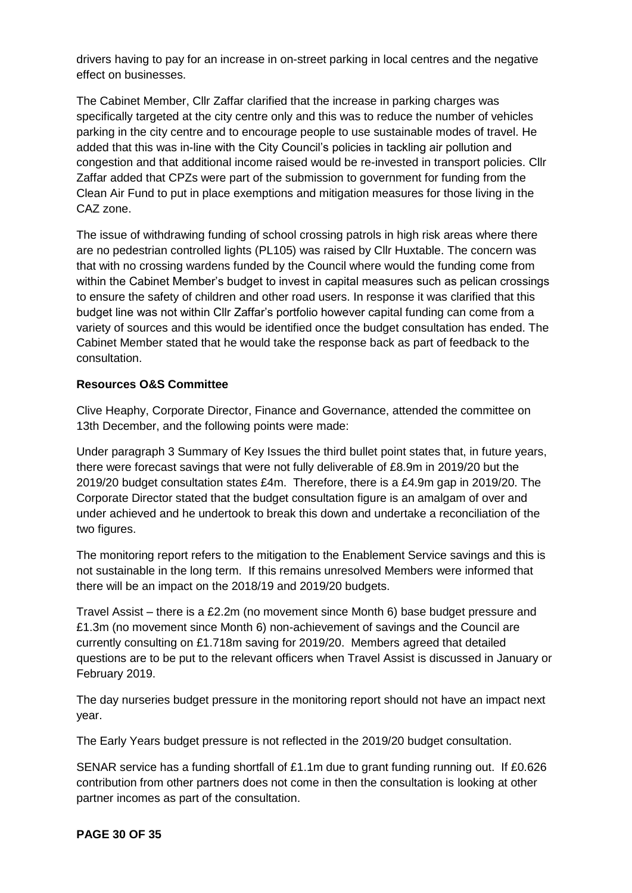drivers having to pay for an increase in on-street parking in local centres and the negative effect on businesses.

The Cabinet Member, Cllr Zaffar clarified that the increase in parking charges was specifically targeted at the city centre only and this was to reduce the number of vehicles parking in the city centre and to encourage people to use sustainable modes of travel. He added that this was in-line with the City Council's policies in tackling air pollution and congestion and that additional income raised would be re-invested in transport policies. Cllr Zaffar added that CPZs were part of the submission to government for funding from the Clean Air Fund to put in place exemptions and mitigation measures for those living in the CAZ zone.

The issue of withdrawing funding of school crossing patrols in high risk areas where there are no pedestrian controlled lights (PL105) was raised by Cllr Huxtable. The concern was that with no crossing wardens funded by the Council where would the funding come from within the Cabinet Member's budget to invest in capital measures such as pelican crossings to ensure the safety of children and other road users. In response it was clarified that this budget line was not within Cllr Zaffar's portfolio however capital funding can come from a variety of sources and this would be identified once the budget consultation has ended. The Cabinet Member stated that he would take the response back as part of feedback to the consultation.

**Resources O&S Committee**

Clive Heaphy, Corporate Director, Finance and Governance, attended the committee on 13th December, and the following points were made:

Under paragraph 3 Summary of Key Issues the third bullet point states that, in future years, there were forecast savings that were not fully deliverable of £8.9m in 2019/20 but the 2019/20 budget consultation states £4m. Therefore, there is a £4.9m gap in 2019/20. The Corporate Director stated that the budget consultation figure is an amalgam of over and under achieved and he undertook to break this down and undertake a reconciliation of the two figures.

The monitoring report refers to the mitigation to the Enablement Service savings and this is not sustainable in the long term. If this remains unresolved Members were informed that there will be an impact on the 2018/19 and 2019/20 budgets.

Travel Assist – there is a £2.2m (no movement since Month 6) base budget pressure and £1.3m (no movement since Month 6) non-achievement of savings and the Council are currently consulting on £1.718m saving for 2019/20. Members agreed that detailed questions are to be put to the relevant officers when Travel Assist is discussed in January or February 2019.

The day nurseries budget pressure in the monitoring report should not have an impact next year.

The Early Years budget pressure is not reflected in the 2019/20 budget consultation.

SENAR service has a funding shortfall of £1.1m due to grant funding running out. If £0.626 contribution from other partners does not come in then the consultation is looking at other partner incomes as part of the consultation.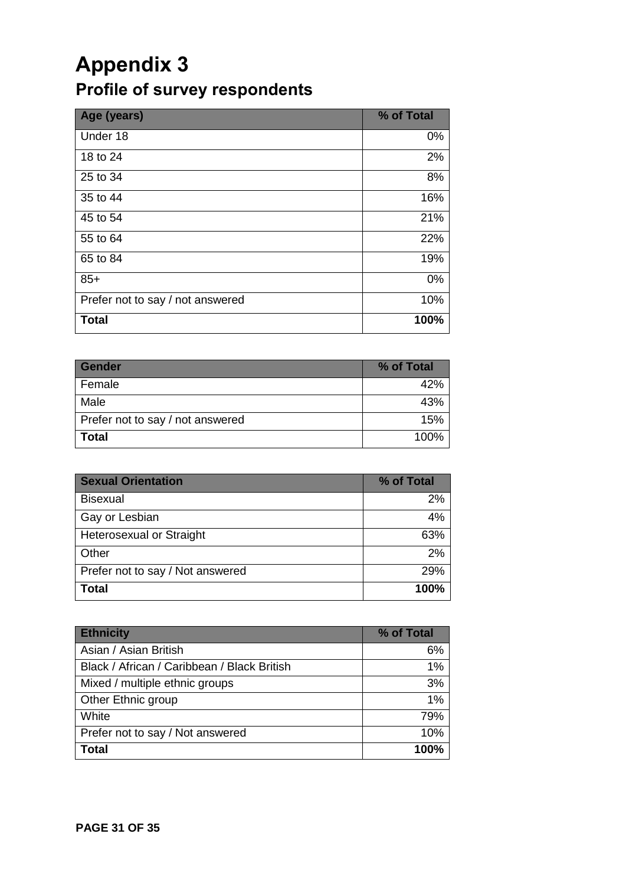# Appendix 3

## Profile of survey respondents

| Age (years) | % of Total |
|---|---|
| Under 18 | 0% |
| 18 to 24 | 2% |
| 25 to 34 | 8% |
| 35 to 44 | 16% |
| 45 to 54 | 21% |
| 55 to 64 | 22% |
| 65 to 84 | 19% |
| 85+ | 0% |
| Prefer not to say / not answered | 10% |
| **Total** | **100%** |

| Gender | % of Total |
|---|---|
| Female | 42% |
| Male | 43% |
| Prefer not to say / not answered | 15% |
| **Total** | 100% |

| Sexual Orientation | % of Total |
|---|---|
| Bisexual | 2% |
| Gay or Lesbian | 4% |
| Heterosexual or Straight | 63% |
| Other | 2% |
| Prefer not to say / Not answered | 29% |
| **Total** | **100%** |

| Ethnicity | % of Total |
|---|---|
| Asian / Asian British | 6% |
| Black / African / Caribbean / Black British | 1% |
| Mixed / multiple ethnic groups | 3% |
| Other Ethnic group | 1% |
| White | 79% |
| Prefer not to say / Not answered | 10% |
| **Total** | **100%** |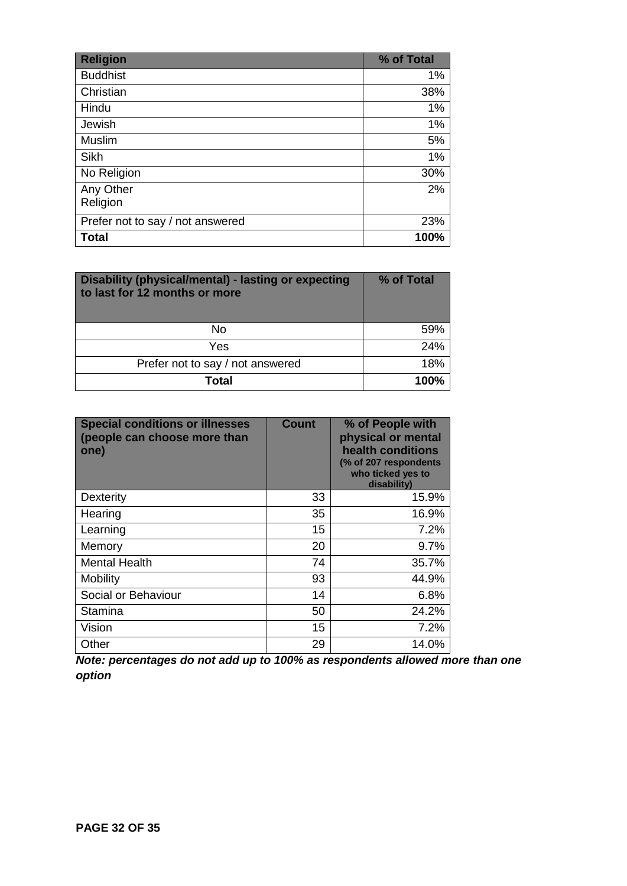| Religion | % of Total |
|---|---|
| Buddhist | 1% |
| Christian | 38% |
| Hindu | 1% |
| Jewish | 1% |
| Muslim | 5% |
| Sikh | 1% |
| No Religion | 30% |
| Any Other Religion | 2% |
| Prefer not to say / not answered | 23% |
| **Total** | **100%** |

| Disability (physical/mental) - lasting or expecting to last for 12 months or more | % of Total |
|---|---|
| No | 59% |
| Yes | 24% |
| Prefer not to say / not answered | 18% |
| **Total** | **100%** |

| Special conditions or illnesses (people can choose more than one) | Count | % of People with physical or mental health conditions (% of 207 respondents who ticked yes to disability) |
|---|---|---|
| Dexterity | 33 | 15.9% |
| Hearing | 35 | 16.9% |
| Learning | 15 | 7.2% |
| Memory | 20 | 9.7% |
| Mental Health | 74 | 35.7% |
| Mobility | 93 | 44.9% |
| Social or Behaviour | 14 | 6.8% |
| Stamina | 50 | 24.2% |
| Vision | 15 | 7.2% |
| Other | 29 | 14.0% |

***Note: percentages do not add up to 100% as respondents allowed more than one option***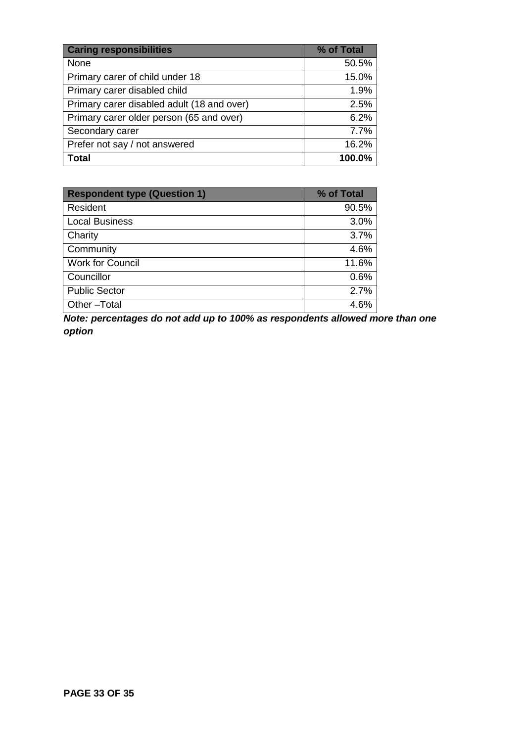| Caring responsibilities | % of Total |
|---|---|
| None | 50.5% |
| Primary carer of child under 18 | 15.0% |
| Primary carer disabled child | 1.9% |
| Primary carer disabled adult (18 and over) | 2.5% |
| Primary carer older person (65 and over) | 6.2% |
| Secondary carer | 7.7% |
| Prefer not say / not answered | 16.2% |
| **Total** | **100.0%** |

| Respondent type (Question 1) | % of Total |
|---|---|
| Resident | 90.5% |
| Local Business | 3.0% |
| Charity | 3.7% |
| Community | 4.6% |
| Work for Council | 11.6% |
| Councillor | 0.6% |
| Public Sector | 2.7% |
| Other –Total | 4.6% |

***Note: percentages do not add up to 100% as respondents allowed more than one option***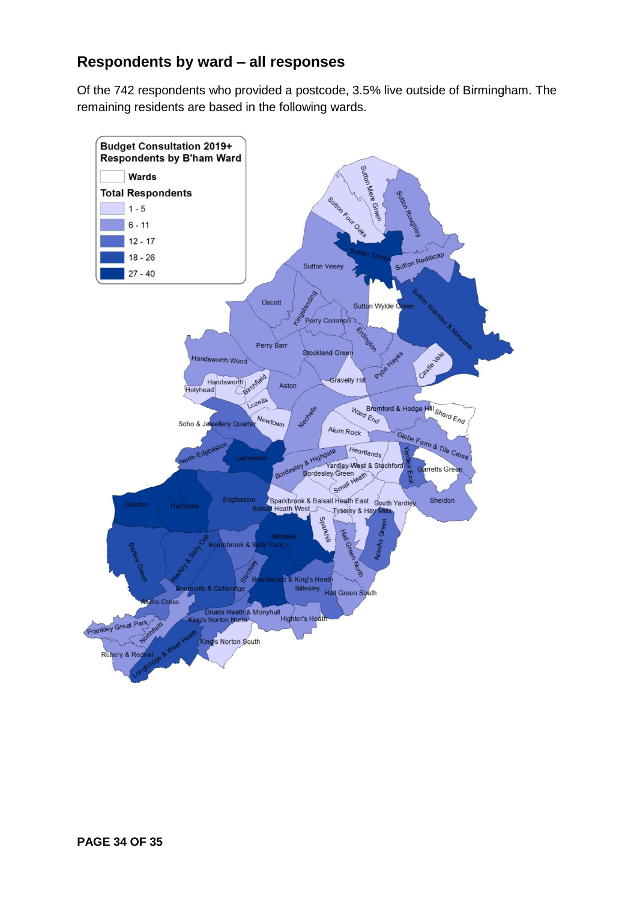## Respondents by ward – all responses

Of the 742 respondents who provided a postcode, 3.5% live outside of Birmingham. The remaining residents are based in the following wards.

Budget Consultation 2019+
Respondents by B'ham Ward

Wards

Total Respondents

1 - 5

6 - 11

12 - 17

18 - 26

27 - 40

Sutton Mere Green
Sutton Four Oaks
Sutton Roughley
Sutton Trinity
Sutton Reddicap
Sutton Vesey
Sutton Walmley & Minworth
Oscott
Kingstanding
Sutton Wylde Green
Perry Common
Erdington
Perry Barr
Stockland Green
Handsworth Wood
Pype Hayes
Castle Vale
Handsworth
Birchfield
Holyhead
Aston
Gravelly Hill
Lozells
Bromford & Hodge Hill
Shard End
Soho & Jewellery Quarter
Newtown
Nechells
Ward End
Alum Rock
Glebe Farm & Tile Cross
North Edgbaston
Ladywood
Heartlands
Bordesley & Highgate
Yardley West & Stechford
Yardley East
Garretts Green
Bordesley Green
Small Heath
Quinton
Harborne
Edgbaston
Sparkbrook & Balsall Heath East
Balsall Heath West
South Yardley
Sheldon
Tyseley & Hay Mills
Sparkhill
Moseley
Acocks Green
Hall Green North
Bartley Green
Weoley & Selly Oak
Bournbrook & Selly Park
Stirchley
Brandwood & King's Heath
Billesley
Hall Green South
Bournville & Cotteridge
Allens Cross
Druids Heath & Monyhull
King's Norton North
Highter's Heath
Frankley Great Park
Northfield
King's Norton South
Rubery & Rednal
Longbridge & West Heath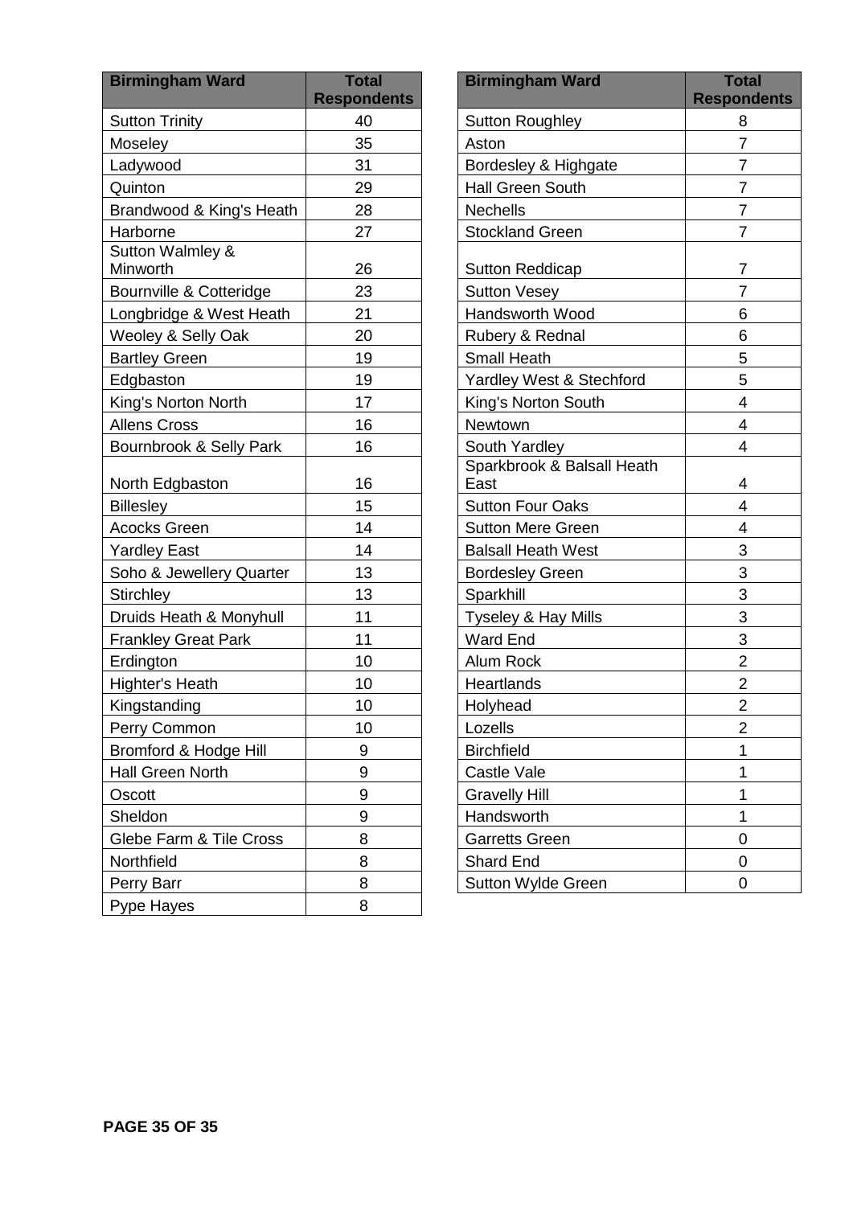| Birmingham Ward | Total Respondents |
|---|---|
| Sutton Trinity | 40 |
| Moseley | 35 |
| Ladywood | 31 |
| Quinton | 29 |
| Brandwood & King's Heath | 28 |
| Harborne | 27 |
| Sutton Walmley & Minworth | 26 |
| Bournville & Cotteridge | 23 |
| Longbridge & West Heath | 21 |
| Weoley & Selly Oak | 20 |
| Bartley Green | 19 |
| Edgbaston | 19 |
| King's Norton North | 17 |
| Allens Cross | 16 |
| Bournbrook & Selly Park | 16 |
| North Edgbaston | 16 |
| Billesley | 15 |
| Acocks Green | 14 |
| Yardley East | 14 |
| Soho & Jewellery Quarter | 13 |
| Stirchley | 13 |
| Druids Heath & Monyhull | 11 |
| Frankley Great Park | 11 |
| Erdington | 10 |
| Highter's Heath | 10 |
| Kingstanding | 10 |
| Perry Common | 10 |
| Bromford & Hodge Hill | 9 |
| Hall Green North | 9 |
| Oscott | 9 |
| Sheldon | 9 |
| Glebe Farm & Tile Cross | 8 |
| Northfield | 8 |
| Perry Barr | 8 |
| Pype Hayes | 8 |

| Birmingham Ward | Total Respondents |
|---|---|
| Sutton Roughley | 8 |
| Aston | 7 |
| Bordesley & Highgate | 7 |
| Hall Green South | 7 |
| Nechells | 7 |
| Stockland Green | 7 |
| Sutton Reddicap | 7 |
| Sutton Vesey | 7 |
| Handsworth Wood | 6 |
| Rubery & Rednal | 6 |
| Small Heath | 5 |
| Yardley West & Stechford | 5 |
| King's Norton South | 4 |
| Newtown | 4 |
| South Yardley | 4 |
| Sparkbrook & Balsall Heath East | 4 |
| Sutton Four Oaks | 4 |
| Sutton Mere Green | 4 |
| Balsall Heath West | 3 |
| Bordesley Green | 3 |
| Sparkhill | 3 |
| Tyseley & Hay Mills | 3 |
| Ward End | 3 |
| Alum Rock | 2 |
| Heartlands | 2 |
| Holyhead | 2 |
| Lozells | 2 |
| Birchfield | 1 |
| Castle Vale | 1 |
| Gravelly Hill | 1 |
| Handsworth | 1 |
| Garretts Green | 0 |
| Shard End | 0 |
| Sutton Wylde Green | 0 |